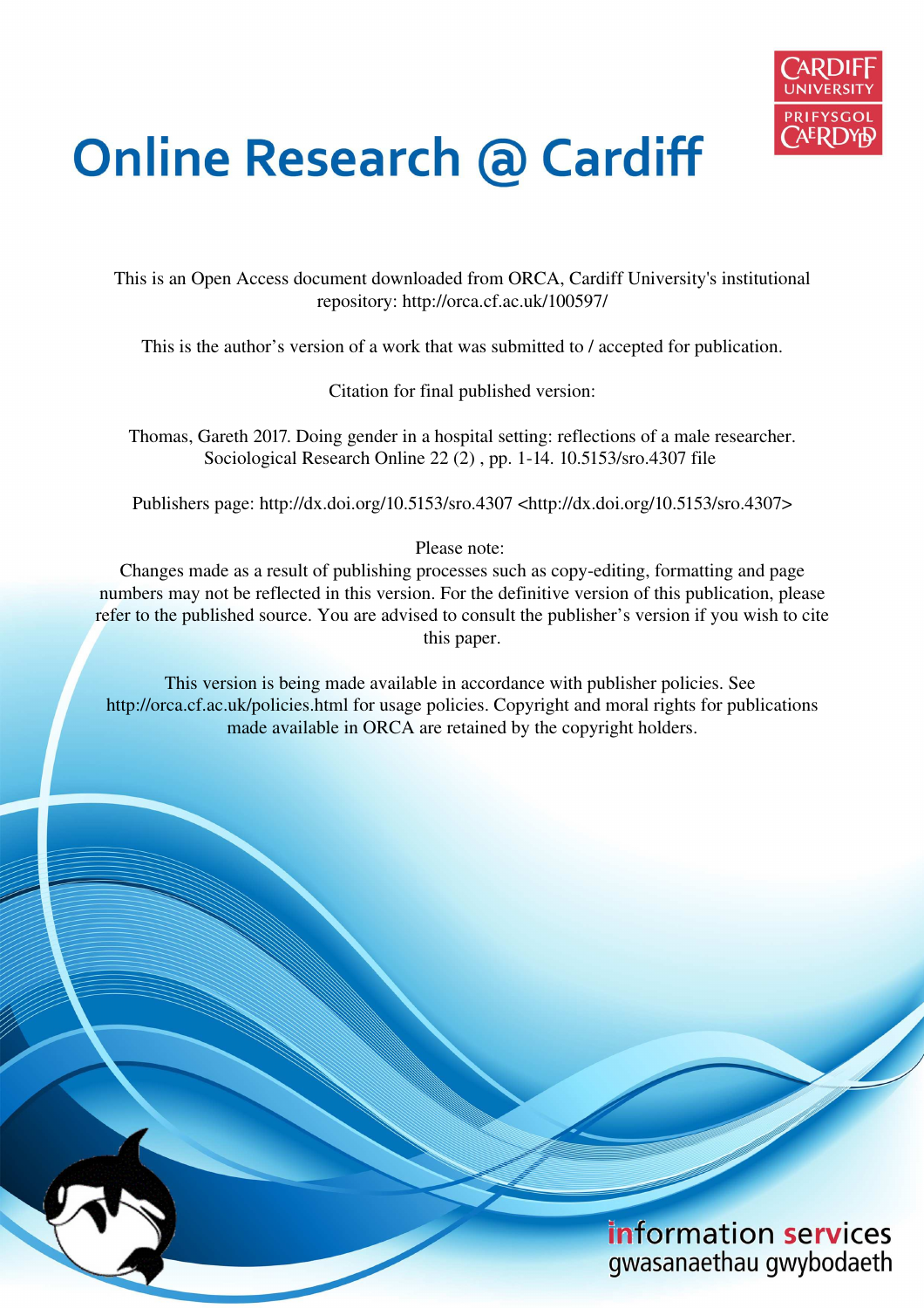# Online Research @ Cardiff

This is an Open Access document downloaded from ORCA, Cardiff University's institutional repository: http://orca.cf.ac.uk/100597/

This is the author's version of a work that was submitted to / accepted for publication.

Citation for final published version:

Thomas, Gareth 2017. Doing gender in a hospital setting: reflections of a male researcher. Sociological Research Online 22 (2) , pp. 1-14. 10.5153/sro.4307 file

Publishers page: http://dx.doi.org/10.5153/sro.4307 <http://dx.doi.org/10.5153/sro.4307>

Please note:
Changes made as a result of publishing processes such as copy-editing, formatting and page numbers may not be reflected in this version. For the definitive version of this publication, please refer to the published source. You are advised to consult the publisher's version if you wish to cite this paper.

This version is being made available in accordance with publisher policies. See http://orca.cf.ac.uk/policies.html for usage policies. Copyright and moral rights for publications made available in ORCA are retained by the copyright holders.

information services
gwasanaethau gwybodaeth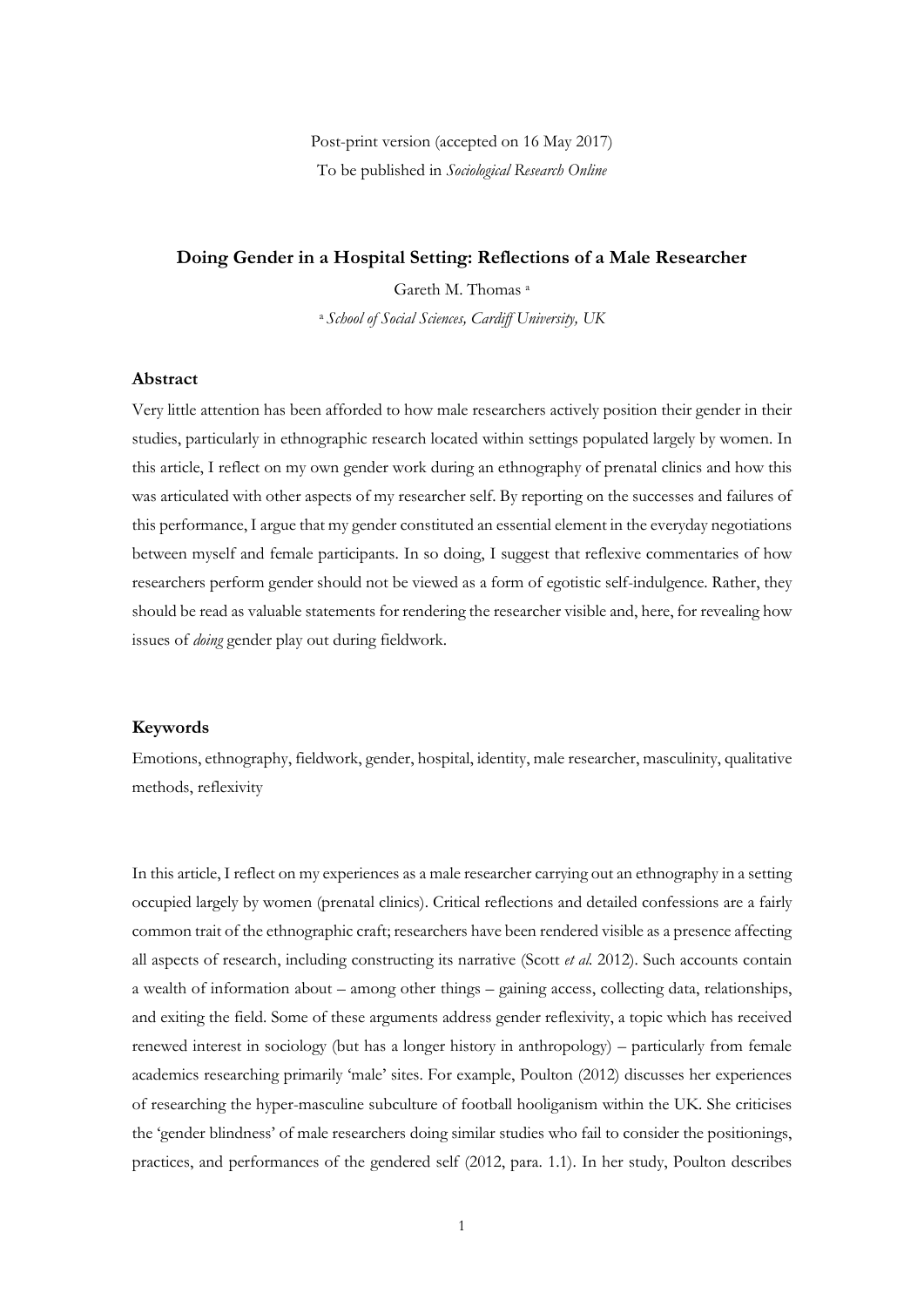Post-print version (accepted on 16 May 2017)
To be published in *Sociological Research Online*

# Doing Gender in a Hospital Setting: Reflections of a Male Researcher

Gareth M. Thomas [a]

[a] *School of Social Sciences, Cardiff University, UK*

## Abstract

Very little attention has been afforded to how male researchers actively position their gender in their studies, particularly in ethnographic research located within settings populated largely by women. In this article, I reflect on my own gender work during an ethnography of prenatal clinics and how this was articulated with other aspects of my researcher self. By reporting on the successes and failures of this performance, I argue that my gender constituted an essential element in the everyday negotiations between myself and female participants. In so doing, I suggest that reflexive commentaries of how researchers perform gender should not be viewed as a form of egotistic self-indulgence. Rather, they should be read as valuable statements for rendering the researcher visible and, here, for revealing how issues of *doing* gender play out during fieldwork.

## Keywords

Emotions, ethnography, fieldwork, gender, hospital, identity, male researcher, masculinity, qualitative methods, reflexivity

In this article, I reflect on my experiences as a male researcher carrying out an ethnography in a setting occupied largely by women (prenatal clinics). Critical reflections and detailed confessions are a fairly common trait of the ethnographic craft; researchers have been rendered visible as a presence affecting all aspects of research, including constructing its narrative (Scott *et al.* 2012). Such accounts contain a wealth of information about – among other things – gaining access, collecting data, relationships, and exiting the field. Some of these arguments address gender reflexivity, a topic which has received renewed interest in sociology (but has a longer history in anthropology) – particularly from female academics researching primarily 'male' sites. For example, Poulton (2012) discusses her experiences of researching the hyper-masculine subculture of football hooliganism within the UK. She criticises the 'gender blindness' of male researchers doing similar studies who fail to consider the positionings, practices, and performances of the gendered self (2012, para. 1.1). In her study, Poulton describes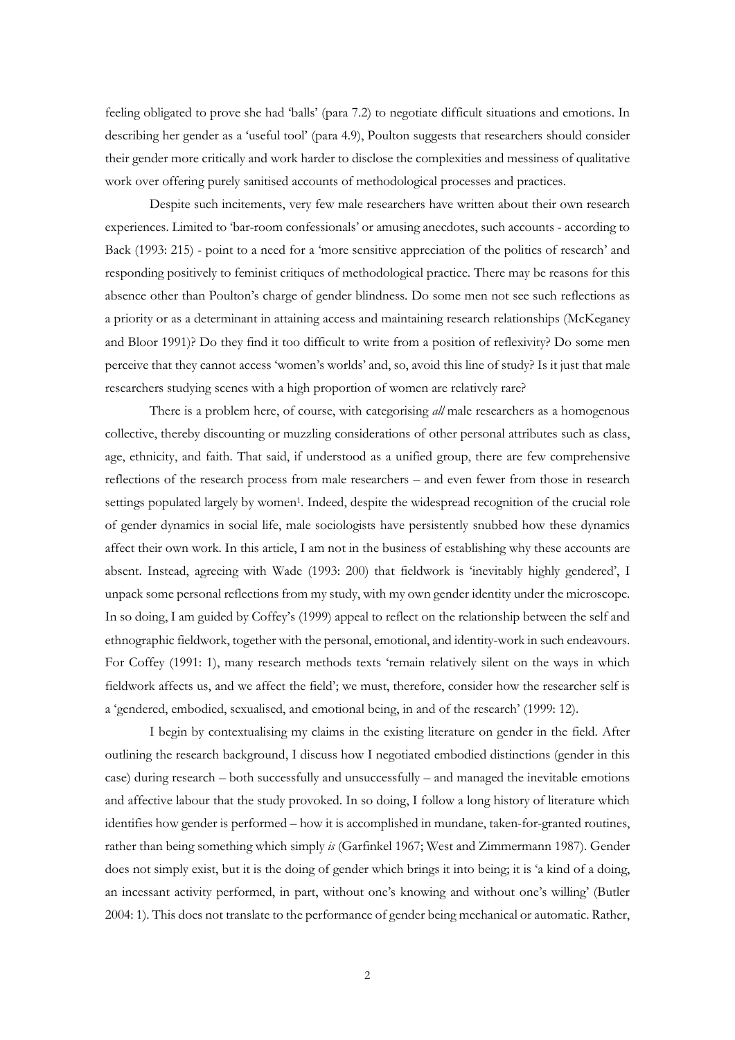feeling obligated to prove she had 'balls' (para 7.2) to negotiate difficult situations and emotions. In describing her gender as a 'useful tool' (para 4.9), Poulton suggests that researchers should consider their gender more critically and work harder to disclose the complexities and messiness of qualitative work over offering purely sanitised accounts of methodological processes and practices.

Despite such incitements, very few male researchers have written about their own research experiences. Limited to 'bar-room confessionals' or amusing anecdotes, such accounts - according to Back (1993: 215) - point to a need for a 'more sensitive appreciation of the politics of research' and responding positively to feminist critiques of methodological practice. There may be reasons for this absence other than Poulton's charge of gender blindness. Do some men not see such reflections as a priority or as a determinant in attaining access and maintaining research relationships (McKeganey and Bloor 1991)? Do they find it too difficult to write from a position of reflexivity? Do some men perceive that they cannot access 'women's worlds' and, so, avoid this line of study? Is it just that male researchers studying scenes with a high proportion of women are relatively rare?

There is a problem here, of course, with categorising *all* male researchers as a homogenous collective, thereby discounting or muzzling considerations of other personal attributes such as class, age, ethnicity, and faith. That said, if understood as a unified group, there are few comprehensive reflections of the research process from male researchers – and even fewer from those in research settings populated largely by women[1]. Indeed, despite the widespread recognition of the crucial role of gender dynamics in social life, male sociologists have persistently snubbed how these dynamics affect their own work. In this article, I am not in the business of establishing why these accounts are absent. Instead, agreeing with Wade (1993: 200) that fieldwork is 'inevitably highly gendered', I unpack some personal reflections from my study, with my own gender identity under the microscope. In so doing, I am guided by Coffey's (1999) appeal to reflect on the relationship between the self and ethnographic fieldwork, together with the personal, emotional, and identity-work in such endeavours. For Coffey (1991: 1), many research methods texts 'remain relatively silent on the ways in which fieldwork affects us, and we affect the field'; we must, therefore, consider how the researcher self is a 'gendered, embodied, sexualised, and emotional being, in and of the research' (1999: 12).

I begin by contextualising my claims in the existing literature on gender in the field. After outlining the research background, I discuss how I negotiated embodied distinctions (gender in this case) during research – both successfully and unsuccessfully – and managed the inevitable emotions and affective labour that the study provoked. In so doing, I follow a long history of literature which identifies how gender is performed – how it is accomplished in mundane, taken-for-granted routines, rather than being something which simply *is* (Garfinkel 1967; West and Zimmermann 1987). Gender does not simply exist, but it is the doing of gender which brings it into being; it is 'a kind of a doing, an incessant activity performed, in part, without one's knowing and without one's willing' (Butler 2004: 1). This does not translate to the performance of gender being mechanical or automatic. Rather,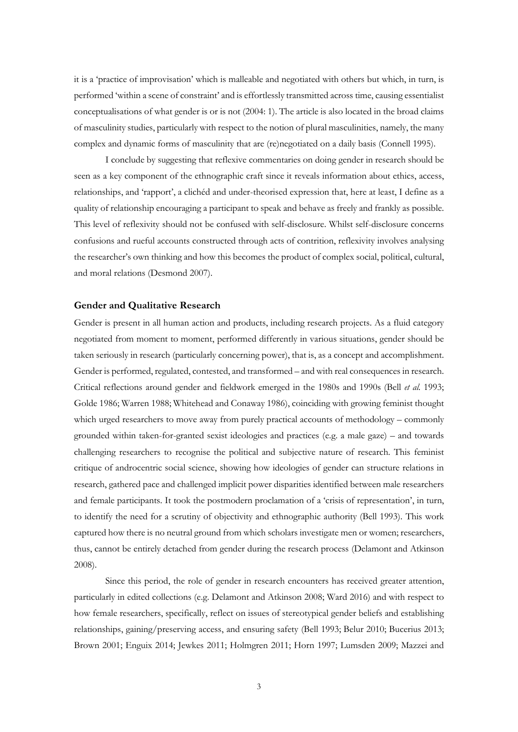it is a 'practice of improvisation' which is malleable and negotiated with others but which, in turn, is performed 'within a scene of constraint' and is effortlessly transmitted across time, causing essentialist conceptualisations of what gender is or is not (2004: 1). The article is also located in the broad claims of masculinity studies, particularly with respect to the notion of plural masculinities, namely, the many complex and dynamic forms of masculinity that are (re)negotiated on a daily basis (Connell 1995).

I conclude by suggesting that reflexive commentaries on doing gender in research should be seen as a key component of the ethnographic craft since it reveals information about ethics, access, relationships, and 'rapport', a clichéd and under-theorised expression that, here at least, I define as a quality of relationship encouraging a participant to speak and behave as freely and frankly as possible. This level of reflexivity should not be confused with self-disclosure. Whilst self-disclosure concerns confusions and rueful accounts constructed through acts of contrition, reflexivity involves analysing the researcher's own thinking and how this becomes the product of complex social, political, cultural, and moral relations (Desmond 2007).

## Gender and Qualitative Research

Gender is present in all human action and products, including research projects. As a fluid category negotiated from moment to moment, performed differently in various situations, gender should be taken seriously in research (particularly concerning power), that is, as a concept and accomplishment. Gender is performed, regulated, contested, and transformed – and with real consequences in research. Critical reflections around gender and fieldwork emerged in the 1980s and 1990s (Bell *et al.* 1993; Golde 1986; Warren 1988; Whitehead and Conaway 1986), coinciding with growing feminist thought which urged researchers to move away from purely practical accounts of methodology – commonly grounded within taken-for-granted sexist ideologies and practices (e.g. a male gaze) – and towards challenging researchers to recognise the political and subjective nature of research. This feminist critique of androcentric social science, showing how ideologies of gender can structure relations in research, gathered pace and challenged implicit power disparities identified between male researchers and female participants. It took the postmodern proclamation of a 'crisis of representation', in turn, to identify the need for a scrutiny of objectivity and ethnographic authority (Bell 1993). This work captured how there is no neutral ground from which scholars investigate men or women; researchers, thus, cannot be entirely detached from gender during the research process (Delamont and Atkinson 2008).

Since this period, the role of gender in research encounters has received greater attention, particularly in edited collections (e.g. Delamont and Atkinson 2008; Ward 2016) and with respect to how female researchers, specifically, reflect on issues of stereotypical gender beliefs and establishing relationships, gaining/preserving access, and ensuring safety (Bell 1993; Belur 2010; Bucerius 2013; Brown 2001; Enguix 2014; Jewkes 2011; Holmgren 2011; Horn 1997; Lumsden 2009; Mazzei and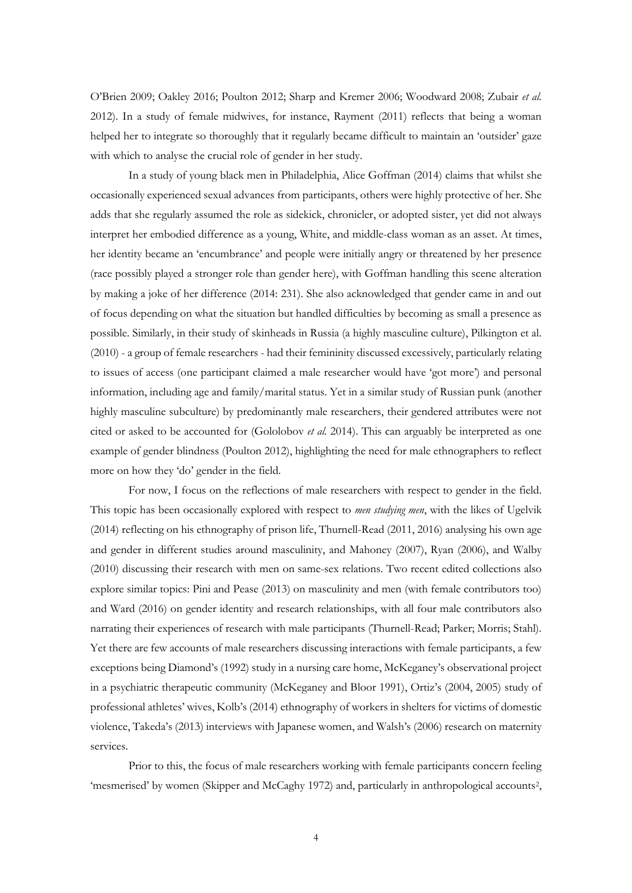O'Brien 2009; Oakley 2016; Poulton 2012; Sharp and Kremer 2006; Woodward 2008; Zubair *et al.* 2012). In a study of female midwives, for instance, Rayment (2011) reflects that being a woman helped her to integrate so thoroughly that it regularly became difficult to maintain an 'outsider' gaze with which to analyse the crucial role of gender in her study.

In a study of young black men in Philadelphia, Alice Goffman (2014) claims that whilst she occasionally experienced sexual advances from participants, others were highly protective of her. She adds that she regularly assumed the role as sidekick, chronicler, or adopted sister, yet did not always interpret her embodied difference as a young, White, and middle-class woman as an asset. At times, her identity became an 'encumbrance' and people were initially angry or threatened by her presence (race possibly played a stronger role than gender here), with Goffman handling this scene alteration by making a joke of her difference (2014: 231). She also acknowledged that gender came in and out of focus depending on what the situation but handled difficulties by becoming as small a presence as possible. Similarly, in their study of skinheads in Russia (a highly masculine culture), Pilkington et al. (2010) - a group of female researchers - had their femininity discussed excessively, particularly relating to issues of access (one participant claimed a male researcher would have 'got more') and personal information, including age and family/marital status. Yet in a similar study of Russian punk (another highly masculine subculture) by predominantly male researchers, their gendered attributes were not cited or asked to be accounted for (Gololobov *et al.* 2014). This can arguably be interpreted as one example of gender blindness (Poulton 2012), highlighting the need for male ethnographers to reflect more on how they 'do' gender in the field.

For now, I focus on the reflections of male researchers with respect to gender in the field. This topic has been occasionally explored with respect to *men studying men*, with the likes of Ugelvik (2014) reflecting on his ethnography of prison life, Thurnell-Read (2011, 2016) analysing his own age and gender in different studies around masculinity, and Mahoney (2007), Ryan (2006), and Walby (2010) discussing their research with men on same-sex relations. Two recent edited collections also explore similar topics: Pini and Pease (2013) on masculinity and men (with female contributors too) and Ward (2016) on gender identity and research relationships, with all four male contributors also narrating their experiences of research with male participants (Thurnell-Read; Parker; Morris; Stahl). Yet there are few accounts of male researchers discussing interactions with female participants, a few exceptions being Diamond's (1992) study in a nursing care home, McKeganey's observational project in a psychiatric therapeutic community (McKeganey and Bloor 1991), Ortiz's (2004, 2005) study of professional athletes' wives, Kolb's (2014) ethnography of workers in shelters for victims of domestic violence, Takeda's (2013) interviews with Japanese women, and Walsh's (2006) research on maternity services.

Prior to this, the focus of male researchers working with female participants concern feeling 'mesmerised' by women (Skipper and McCaghy 1972) and, particularly in anthropological accounts[2],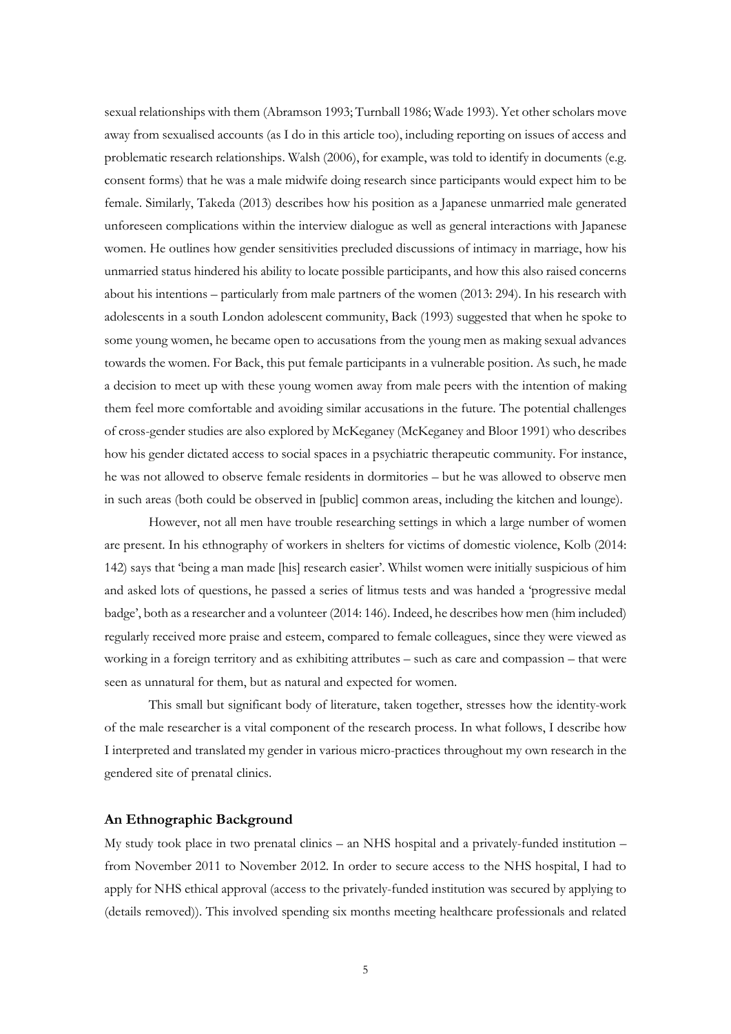sexual relationships with them (Abramson 1993; Turnball 1986; Wade 1993). Yet other scholars move away from sexualised accounts (as I do in this article too), including reporting on issues of access and problematic research relationships. Walsh (2006), for example, was told to identify in documents (e.g. consent forms) that he was a male midwife doing research since participants would expect him to be female. Similarly, Takeda (2013) describes how his position as a Japanese unmarried male generated unforeseen complications within the interview dialogue as well as general interactions with Japanese women. He outlines how gender sensitivities precluded discussions of intimacy in marriage, how his unmarried status hindered his ability to locate possible participants, and how this also raised concerns about his intentions – particularly from male partners of the women (2013: 294). In his research with adolescents in a south London adolescent community, Back (1993) suggested that when he spoke to some young women, he became open to accusations from the young men as making sexual advances towards the women. For Back, this put female participants in a vulnerable position. As such, he made a decision to meet up with these young women away from male peers with the intention of making them feel more comfortable and avoiding similar accusations in the future. The potential challenges of cross-gender studies are also explored by McKeganey (McKeganey and Bloor 1991) who describes how his gender dictated access to social spaces in a psychiatric therapeutic community. For instance, he was not allowed to observe female residents in dormitories – but he was allowed to observe men in such areas (both could be observed in [public] common areas, including the kitchen and lounge).

However, not all men have trouble researching settings in which a large number of women are present. In his ethnography of workers in shelters for victims of domestic violence, Kolb (2014: 142) says that 'being a man made [his] research easier'. Whilst women were initially suspicious of him and asked lots of questions, he passed a series of litmus tests and was handed a 'progressive medal badge', both as a researcher and a volunteer (2014: 146). Indeed, he describes how men (him included) regularly received more praise and esteem, compared to female colleagues, since they were viewed as working in a foreign territory and as exhibiting attributes – such as care and compassion – that were seen as unnatural for them, but as natural and expected for women.

This small but significant body of literature, taken together, stresses how the identity-work of the male researcher is a vital component of the research process. In what follows, I describe how I interpreted and translated my gender in various micro-practices throughout my own research in the gendered site of prenatal clinics.

## An Ethnographic Background

My study took place in two prenatal clinics – an NHS hospital and a privately-funded institution – from November 2011 to November 2012. In order to secure access to the NHS hospital, I had to apply for NHS ethical approval (access to the privately-funded institution was secured by applying to (details removed)). This involved spending six months meeting healthcare professionals and related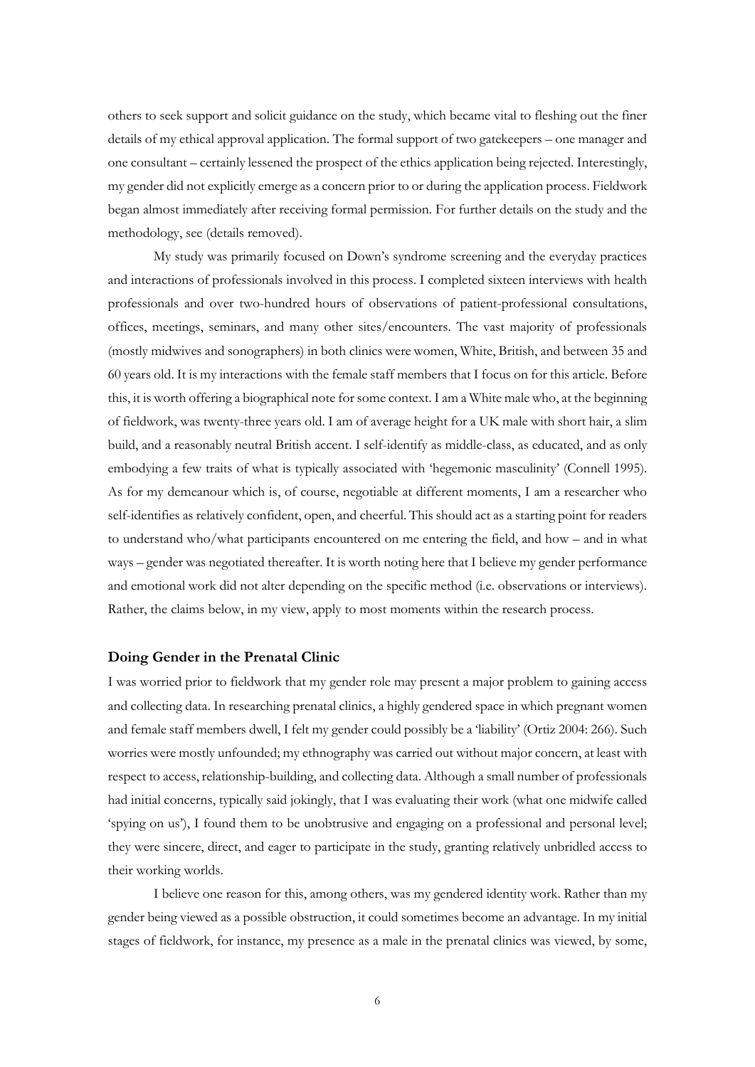others to seek support and solicit guidance on the study, which became vital to fleshing out the finer details of my ethical approval application. The formal support of two gatekeepers – one manager and one consultant – certainly lessened the prospect of the ethics application being rejected. Interestingly, my gender did not explicitly emerge as a concern prior to or during the application process. Fieldwork began almost immediately after receiving formal permission. For further details on the study and the methodology, see (details removed).

My study was primarily focused on Down's syndrome screening and the everyday practices and interactions of professionals involved in this process. I completed sixteen interviews with health professionals and over two-hundred hours of observations of patient-professional consultations, offices, meetings, seminars, and many other sites/encounters. The vast majority of professionals (mostly midwives and sonographers) in both clinics were women, White, British, and between 35 and 60 years old. It is my interactions with the female staff members that I focus on for this article. Before this, it is worth offering a biographical note for some context. I am a White male who, at the beginning of fieldwork, was twenty-three years old. I am of average height for a UK male with short hair, a slim build, and a reasonably neutral British accent. I self-identify as middle-class, as educated, and as only embodying a few traits of what is typically associated with 'hegemonic masculinity' (Connell 1995). As for my demeanour which is, of course, negotiable at different moments, I am a researcher who self-identifies as relatively confident, open, and cheerful. This should act as a starting point for readers to understand who/what participants encountered on me entering the field, and how – and in what ways – gender was negotiated thereafter. It is worth noting here that I believe my gender performance and emotional work did not alter depending on the specific method (i.e. observations or interviews). Rather, the claims below, in my view, apply to most moments within the research process.

## Doing Gender in the Prenatal Clinic

I was worried prior to fieldwork that my gender role may present a major problem to gaining access and collecting data. In researching prenatal clinics, a highly gendered space in which pregnant women and female staff members dwell, I felt my gender could possibly be a 'liability' (Ortiz 2004: 266). Such worries were mostly unfounded; my ethnography was carried out without major concern, at least with respect to access, relationship-building, and collecting data. Although a small number of professionals had initial concerns, typically said jokingly, that I was evaluating their work (what one midwife called 'spying on us'), I found them to be unobtrusive and engaging on a professional and personal level; they were sincere, direct, and eager to participate in the study, granting relatively unbridled access to their working worlds.

I believe one reason for this, among others, was my gendered identity work. Rather than my gender being viewed as a possible obstruction, it could sometimes become an advantage. In my initial stages of fieldwork, for instance, my presence as a male in the prenatal clinics was viewed, by some,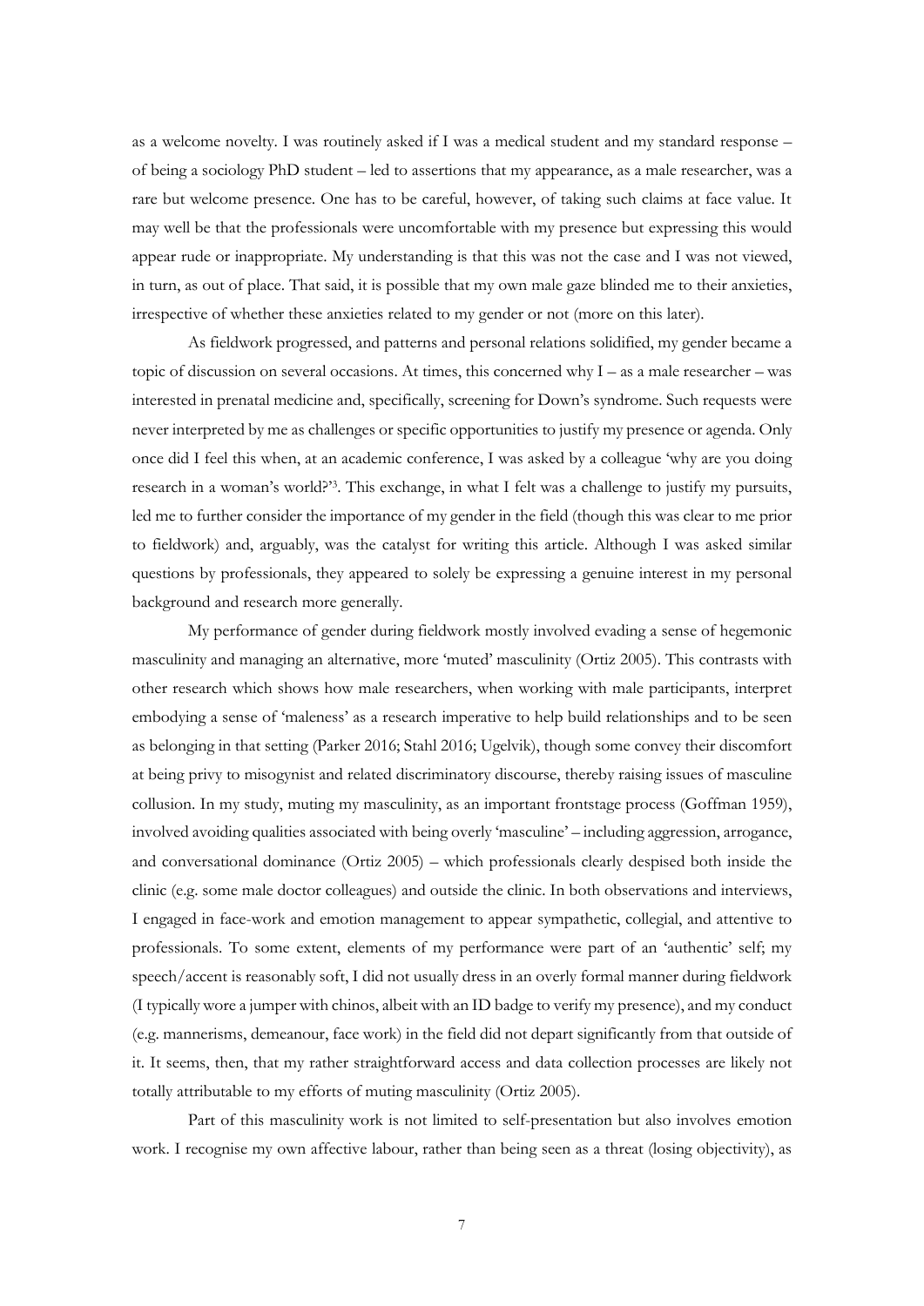as a welcome novelty. I was routinely asked if I was a medical student and my standard response – of being a sociology PhD student – led to assertions that my appearance, as a male researcher, was a rare but welcome presence. One has to be careful, however, of taking such claims at face value. It may well be that the professionals were uncomfortable with my presence but expressing this would appear rude or inappropriate. My understanding is that this was not the case and I was not viewed, in turn, as out of place. That said, it is possible that my own male gaze blinded me to their anxieties, irrespective of whether these anxieties related to my gender or not (more on this later).

As fieldwork progressed, and patterns and personal relations solidified, my gender became a topic of discussion on several occasions. At times, this concerned why I – as a male researcher – was interested in prenatal medicine and, specifically, screening for Down's syndrome. Such requests were never interpreted by me as challenges or specific opportunities to justify my presence or agenda. Only once did I feel this when, at an academic conference, I was asked by a colleague 'why are you doing research in a woman's world?'[3]. This exchange, in what I felt was a challenge to justify my pursuits, led me to further consider the importance of my gender in the field (though this was clear to me prior to fieldwork) and, arguably, was the catalyst for writing this article. Although I was asked similar questions by professionals, they appeared to solely be expressing a genuine interest in my personal background and research more generally.

My performance of gender during fieldwork mostly involved evading a sense of hegemonic masculinity and managing an alternative, more 'muted' masculinity (Ortiz 2005). This contrasts with other research which shows how male researchers, when working with male participants, interpret embodying a sense of 'maleness' as a research imperative to help build relationships and to be seen as belonging in that setting (Parker 2016; Stahl 2016; Ugelvik), though some convey their discomfort at being privy to misogynist and related discriminatory discourse, thereby raising issues of masculine collusion. In my study, muting my masculinity, as an important frontstage process (Goffman 1959), involved avoiding qualities associated with being overly 'masculine' – including aggression, arrogance, and conversational dominance (Ortiz 2005) – which professionals clearly despised both inside the clinic (e.g. some male doctor colleagues) and outside the clinic. In both observations and interviews, I engaged in face-work and emotion management to appear sympathetic, collegial, and attentive to professionals. To some extent, elements of my performance were part of an 'authentic' self; my speech/accent is reasonably soft, I did not usually dress in an overly formal manner during fieldwork (I typically wore a jumper with chinos, albeit with an ID badge to verify my presence), and my conduct (e.g. mannerisms, demeanour, face work) in the field did not depart significantly from that outside of it. It seems, then, that my rather straightforward access and data collection processes are likely not totally attributable to my efforts of muting masculinity (Ortiz 2005).

Part of this masculinity work is not limited to self-presentation but also involves emotion work. I recognise my own affective labour, rather than being seen as a threat (losing objectivity), as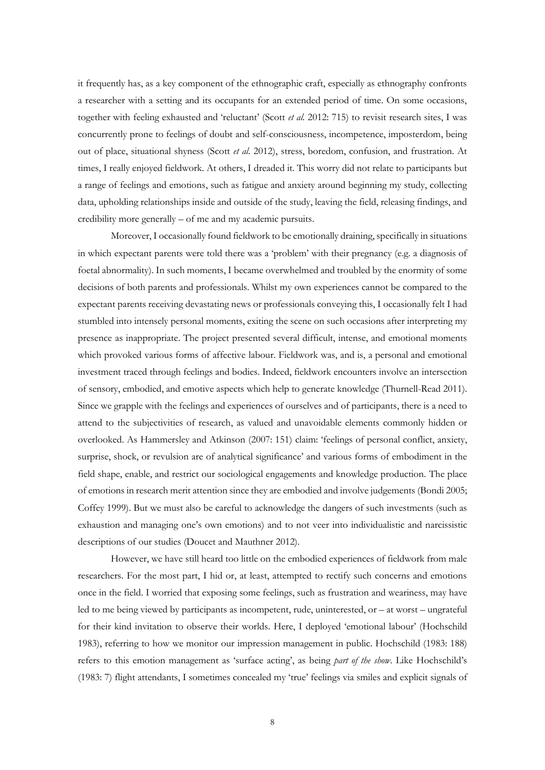it frequently has, as a key component of the ethnographic craft, especially as ethnography confronts a researcher with a setting and its occupants for an extended period of time. On some occasions, together with feeling exhausted and 'reluctant' (Scott *et al.* 2012: 715) to revisit research sites, I was concurrently prone to feelings of doubt and self-consciousness, incompetence, imposterdom, being out of place, situational shyness (Scott *et al.* 2012), stress, boredom, confusion, and frustration. At times, I really enjoyed fieldwork. At others, I dreaded it. This worry did not relate to participants but a range of feelings and emotions, such as fatigue and anxiety around beginning my study, collecting data, upholding relationships inside and outside of the study, leaving the field, releasing findings, and credibility more generally – of me and my academic pursuits.

Moreover, I occasionally found fieldwork to be emotionally draining, specifically in situations in which expectant parents were told there was a 'problem' with their pregnancy (e.g. a diagnosis of foetal abnormality). In such moments, I became overwhelmed and troubled by the enormity of some decisions of both parents and professionals. Whilst my own experiences cannot be compared to the expectant parents receiving devastating news or professionals conveying this, I occasionally felt I had stumbled into intensely personal moments, exiting the scene on such occasions after interpreting my presence as inappropriate. The project presented several difficult, intense, and emotional moments which provoked various forms of affective labour. Fieldwork was, and is, a personal and emotional investment traced through feelings and bodies. Indeed, fieldwork encounters involve an intersection of sensory, embodied, and emotive aspects which help to generate knowledge (Thurnell-Read 2011). Since we grapple with the feelings and experiences of ourselves and of participants, there is a need to attend to the subjectivities of research, as valued and unavoidable elements commonly hidden or overlooked. As Hammersley and Atkinson (2007: 151) claim: 'feelings of personal conflict, anxiety, surprise, shock, or revulsion are of analytical significance' and various forms of embodiment in the field shape, enable, and restrict our sociological engagements and knowledge production. The place of emotions in research merit attention since they are embodied and involve judgements (Bondi 2005; Coffey 1999). But we must also be careful to acknowledge the dangers of such investments (such as exhaustion and managing one's own emotions) and to not veer into individualistic and narcissistic descriptions of our studies (Doucet and Mauthner 2012).

However, we have still heard too little on the embodied experiences of fieldwork from male researchers. For the most part, I hid or, at least, attempted to rectify such concerns and emotions once in the field. I worried that exposing some feelings, such as frustration and weariness, may have led to me being viewed by participants as incompetent, rude, uninterested, or – at worst – ungrateful for their kind invitation to observe their worlds. Here, I deployed 'emotional labour' (Hochschild 1983), referring to how we monitor our impression management in public. Hochschild (1983: 188) refers to this emotion management as 'surface acting', as being *part of the show*. Like Hochschild's (1983: 7) flight attendants, I sometimes concealed my 'true' feelings via smiles and explicit signals of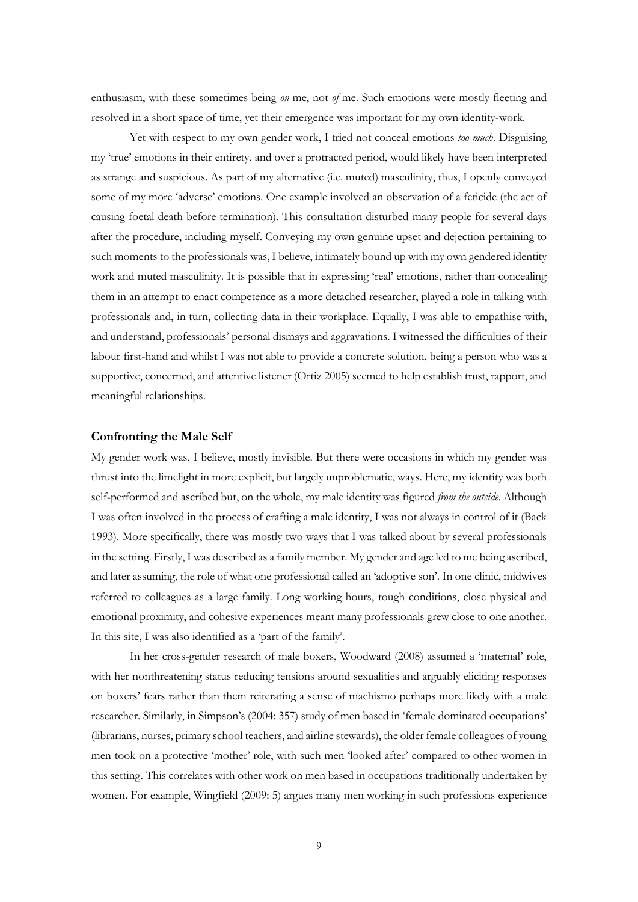enthusiasm, with these sometimes being *on* me, not *of* me. Such emotions were mostly fleeting and resolved in a short space of time, yet their emergence was important for my own identity-work.

Yet with respect to my own gender work, I tried not conceal emotions *too much*. Disguising my 'true' emotions in their entirety, and over a protracted period, would likely have been interpreted as strange and suspicious. As part of my alternative (i.e. muted) masculinity, thus, I openly conveyed some of my more 'adverse' emotions. One example involved an observation of a feticide (the act of causing foetal death before termination). This consultation disturbed many people for several days after the procedure, including myself. Conveying my own genuine upset and dejection pertaining to such moments to the professionals was, I believe, intimately bound up with my own gendered identity work and muted masculinity. It is possible that in expressing 'real' emotions, rather than concealing them in an attempt to enact competence as a more detached researcher, played a role in talking with professionals and, in turn, collecting data in their workplace. Equally, I was able to empathise with, and understand, professionals' personal dismays and aggravations. I witnessed the difficulties of their labour first-hand and whilst I was not able to provide a concrete solution, being a person who was a supportive, concerned, and attentive listener (Ortiz 2005) seemed to help establish trust, rapport, and meaningful relationships.

### Confronting the Male Self

My gender work was, I believe, mostly invisible. But there were occasions in which my gender was thrust into the limelight in more explicit, but largely unproblematic, ways. Here, my identity was both self-performed and ascribed but, on the whole, my male identity was figured *from the outside*. Although I was often involved in the process of crafting a male identity, I was not always in control of it (Back 1993). More specifically, there was mostly two ways that I was talked about by several professionals in the setting. Firstly, I was described as a family member. My gender and age led to me being ascribed, and later assuming, the role of what one professional called an 'adoptive son'. In one clinic, midwives referred to colleagues as a large family. Long working hours, tough conditions, close physical and emotional proximity, and cohesive experiences meant many professionals grew close to one another. In this site, I was also identified as a 'part of the family'.

In her cross-gender research of male boxers, Woodward (2008) assumed a 'maternal' role, with her nonthreatening status reducing tensions around sexualities and arguably eliciting responses on boxers' fears rather than them reiterating a sense of machismo perhaps more likely with a male researcher. Similarly, in Simpson's (2004: 357) study of men based in 'female dominated occupations' (librarians, nurses, primary school teachers, and airline stewards), the older female colleagues of young men took on a protective 'mother' role, with such men 'looked after' compared to other women in this setting. This correlates with other work on men based in occupations traditionally undertaken by women. For example, Wingfield (2009: 5) argues many men working in such professions experience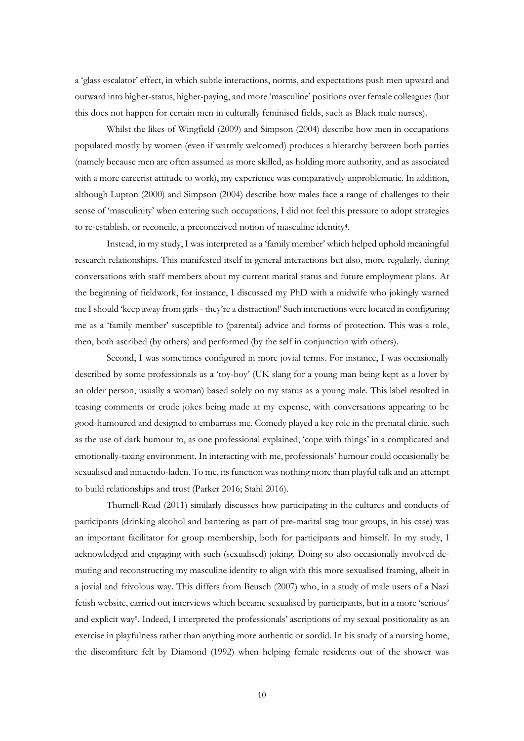a 'glass escalator' effect, in which subtle interactions, norms, and expectations push men upward and outward into higher-status, higher-paying, and more 'masculine' positions over female colleagues (but this does not happen for certain men in culturally feminised fields, such as Black male nurses).

Whilst the likes of Wingfield (2009) and Simpson (2004) describe how men in occupations populated mostly by women (even if warmly welcomed) produces a hierarchy between both parties (namely because men are often assumed as more skilled, as holding more authority, and as associated with a more careerist attitude to work), my experience was comparatively unproblematic. In addition, although Lupton (2000) and Simpson (2004) describe how males face a range of challenges to their sense of 'masculinity' when entering such occupations, I did not feel this pressure to adopt strategies to re-establish, or reconcile, a preconceived notion of masculine identity[4].

Instead, in my study, I was interpreted as a 'family member' which helped uphold meaningful research relationships. This manifested itself in general interactions but also, more regularly, during conversations with staff members about my current marital status and future employment plans. At the beginning of fieldwork, for instance, I discussed my PhD with a midwife who jokingly warned me I should 'keep away from girls - they're a distraction!' Such interactions were located in configuring me as a 'family member' susceptible to (parental) advice and forms of protection. This was a role, then, both ascribed (by others) and performed (by the self in conjunction with others).

Second, I was sometimes configured in more jovial terms. For instance, I was occasionally described by some professionals as a 'toy-boy' (UK slang for a young man being kept as a lover by an older person, usually a woman) based solely on my status as a young male. This label resulted in teasing comments or crude jokes being made at my expense, with conversations appearing to be good-humoured and designed to embarrass me. Comedy played a key role in the prenatal clinic, such as the use of dark humour to, as one professional explained, 'cope with things' in a complicated and emotionally-taxing environment. In interacting with me, professionals' humour could occasionally be sexualised and innuendo-laden. To me, its function was nothing more than playful talk and an attempt to build relationships and trust (Parker 2016; Stahl 2016).

Thurnell-Read (2011) similarly discusses how participating in the cultures and conducts of participants (drinking alcohol and bantering as part of pre-marital stag tour groups, in his case) was an important facilitator for group membership, both for participants and himself. In my study, I acknowledged and engaging with such (sexualised) joking. Doing so also occasionally involved de-muting and reconstructing my masculine identity to align with this more sexualised framing, albeit in a jovial and frivolous way. This differs from Beusch (2007) who, in a study of male users of a Nazi fetish website, carried out interviews which became sexualised by participants, but in a more 'serious' and explicit way[5]. Indeed, I interpreted the professionals' ascriptions of my sexual positionality as an exercise in playfulness rather than anything more authentic or sordid. In his study of a nursing home, the discomfiture felt by Diamond (1992) when helping female residents out of the shower was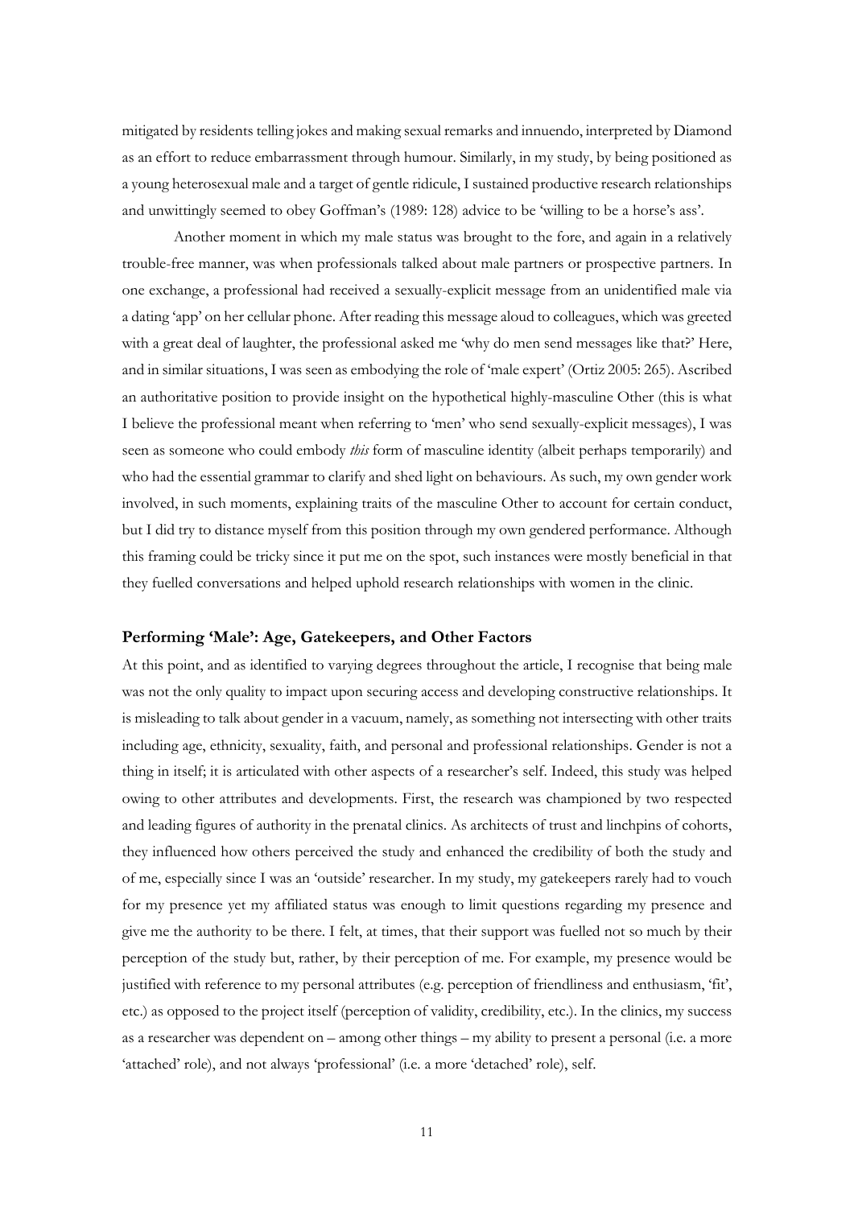mitigated by residents telling jokes and making sexual remarks and innuendo, interpreted by Diamond as an effort to reduce embarrassment through humour. Similarly, in my study, by being positioned as a young heterosexual male and a target of gentle ridicule, I sustained productive research relationships and unwittingly seemed to obey Goffman's (1989: 128) advice to be 'willing to be a horse's ass'.

Another moment in which my male status was brought to the fore, and again in a relatively trouble-free manner, was when professionals talked about male partners or prospective partners. In one exchange, a professional had received a sexually-explicit message from an unidentified male via a dating 'app' on her cellular phone. After reading this message aloud to colleagues, which was greeted with a great deal of laughter, the professional asked me 'why do men send messages like that?' Here, and in similar situations, I was seen as embodying the role of 'male expert' (Ortiz 2005: 265). Ascribed an authoritative position to provide insight on the hypothetical highly-masculine Other (this is what I believe the professional meant when referring to 'men' who send sexually-explicit messages), I was seen as someone who could embody *this* form of masculine identity (albeit perhaps temporarily) and who had the essential grammar to clarify and shed light on behaviours. As such, my own gender work involved, in such moments, explaining traits of the masculine Other to account for certain conduct, but I did try to distance myself from this position through my own gendered performance. Although this framing could be tricky since it put me on the spot, such instances were mostly beneficial in that they fuelled conversations and helped uphold research relationships with women in the clinic.

## Performing 'Male': Age, Gatekeepers, and Other Factors

At this point, and as identified to varying degrees throughout the article, I recognise that being male was not the only quality to impact upon securing access and developing constructive relationships. It is misleading to talk about gender in a vacuum, namely, as something not intersecting with other traits including age, ethnicity, sexuality, faith, and personal and professional relationships. Gender is not a thing in itself; it is articulated with other aspects of a researcher's self. Indeed, this study was helped owing to other attributes and developments. First, the research was championed by two respected and leading figures of authority in the prenatal clinics. As architects of trust and linchpins of cohorts, they influenced how others perceived the study and enhanced the credibility of both the study and of me, especially since I was an 'outside' researcher. In my study, my gatekeepers rarely had to vouch for my presence yet my affiliated status was enough to limit questions regarding my presence and give me the authority to be there. I felt, at times, that their support was fuelled not so much by their perception of the study but, rather, by their perception of me. For example, my presence would be justified with reference to my personal attributes (e.g. perception of friendliness and enthusiasm, 'fit', etc.) as opposed to the project itself (perception of validity, credibility, etc.). In the clinics, my success as a researcher was dependent on – among other things – my ability to present a personal (i.e. a more 'attached' role), and not always 'professional' (i.e. a more 'detached' role), self.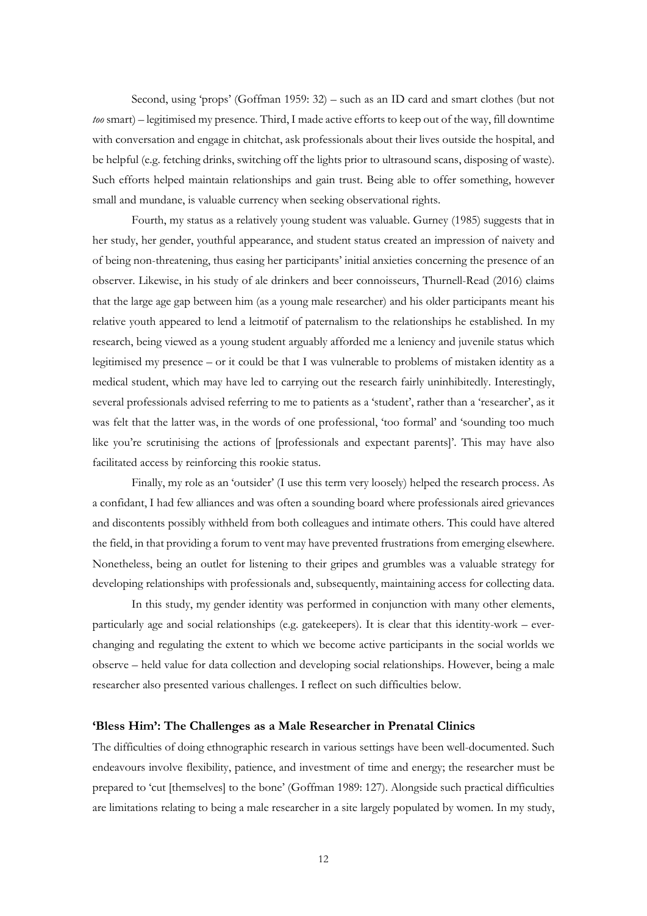Second, using 'props' (Goffman 1959: 32) – such as an ID card and smart clothes (but not *too* smart) – legitimised my presence. Third, I made active efforts to keep out of the way, fill downtime with conversation and engage in chitchat, ask professionals about their lives outside the hospital, and be helpful (e.g. fetching drinks, switching off the lights prior to ultrasound scans, disposing of waste). Such efforts helped maintain relationships and gain trust. Being able to offer something, however small and mundane, is valuable currency when seeking observational rights.

Fourth, my status as a relatively young student was valuable. Gurney (1985) suggests that in her study, her gender, youthful appearance, and student status created an impression of naivety and of being non-threatening, thus easing her participants' initial anxieties concerning the presence of an observer. Likewise, in his study of ale drinkers and beer connoisseurs, Thurnell-Read (2016) claims that the large age gap between him (as a young male researcher) and his older participants meant his relative youth appeared to lend a leitmotif of paternalism to the relationships he established. In my research, being viewed as a young student arguably afforded me a leniency and juvenile status which legitimised my presence – or it could be that I was vulnerable to problems of mistaken identity as a medical student, which may have led to carrying out the research fairly uninhibitedly. Interestingly, several professionals advised referring to me to patients as a 'student', rather than a 'researcher', as it was felt that the latter was, in the words of one professional, 'too formal' and 'sounding too much like you're scrutinising the actions of [professionals and expectant parents]'. This may have also facilitated access by reinforcing this rookie status.

Finally, my role as an 'outsider' (I use this term very loosely) helped the research process. As a confidant, I had few alliances and was often a sounding board where professionals aired grievances and discontents possibly withheld from both colleagues and intimate others. This could have altered the field, in that providing a forum to vent may have prevented frustrations from emerging elsewhere. Nonetheless, being an outlet for listening to their gripes and grumbles was a valuable strategy for developing relationships with professionals and, subsequently, maintaining access for collecting data.

In this study, my gender identity was performed in conjunction with many other elements, particularly age and social relationships (e.g. gatekeepers). It is clear that this identity-work – ever-changing and regulating the extent to which we become active participants in the social worlds we observe – held value for data collection and developing social relationships. However, being a male researcher also presented various challenges. I reflect on such difficulties below.

## 'Bless Him': The Challenges as a Male Researcher in Prenatal Clinics

The difficulties of doing ethnographic research in various settings have been well-documented. Such endeavours involve flexibility, patience, and investment of time and energy; the researcher must be prepared to 'cut [themselves] to the bone' (Goffman 1989: 127). Alongside such practical difficulties are limitations relating to being a male researcher in a site largely populated by women. In my study,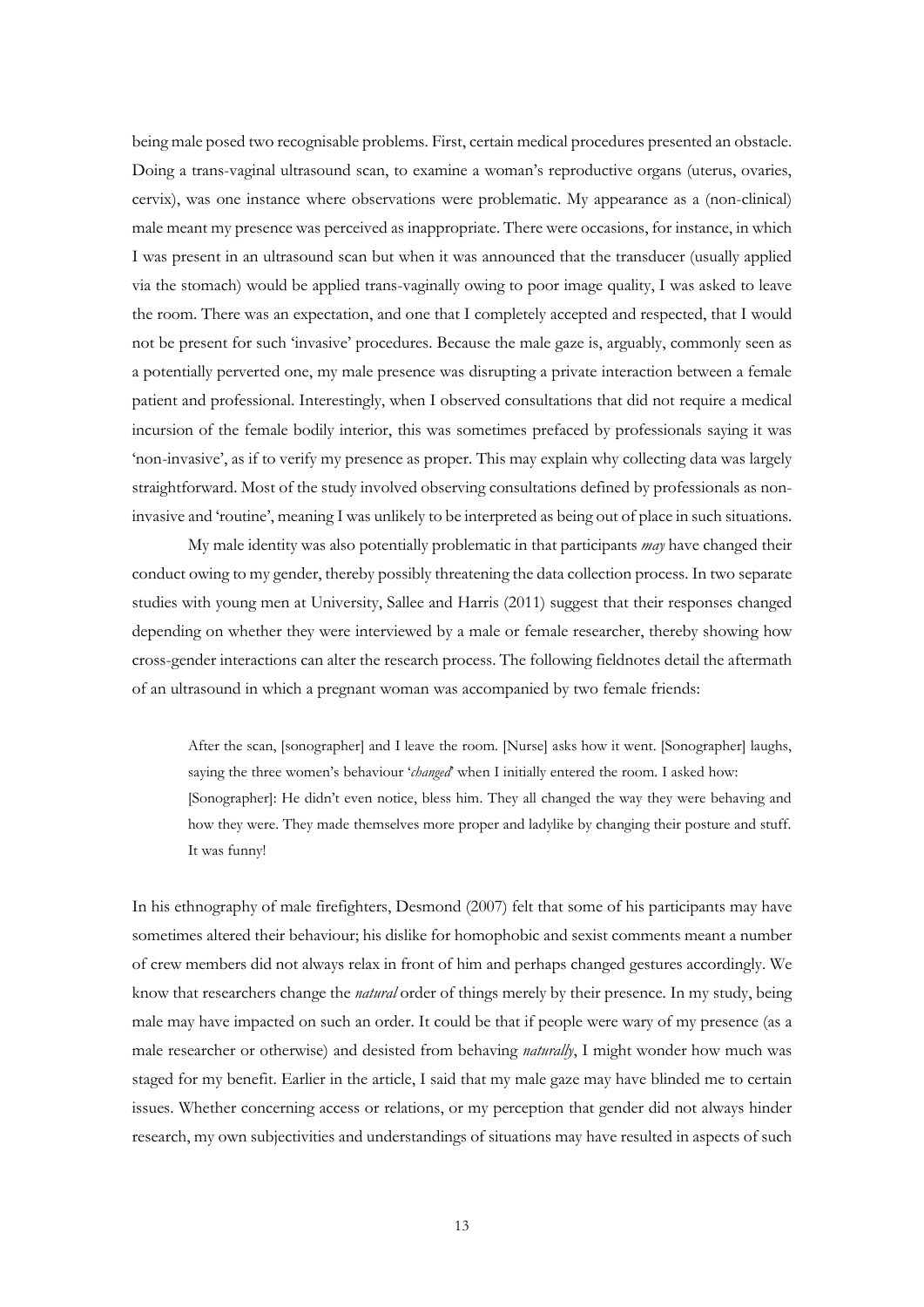being male posed two recognisable problems. First, certain medical procedures presented an obstacle. Doing a trans-vaginal ultrasound scan, to examine a woman's reproductive organs (uterus, ovaries, cervix), was one instance where observations were problematic. My appearance as a (non-clinical) male meant my presence was perceived as inappropriate. There were occasions, for instance, in which I was present in an ultrasound scan but when it was announced that the transducer (usually applied via the stomach) would be applied trans-vaginally owing to poor image quality, I was asked to leave the room. There was an expectation, and one that I completely accepted and respected, that I would not be present for such 'invasive' procedures. Because the male gaze is, arguably, commonly seen as a potentially perverted one, my male presence was disrupting a private interaction between a female patient and professional. Interestingly, when I observed consultations that did not require a medical incursion of the female bodily interior, this was sometimes prefaced by professionals saying it was 'non-invasive', as if to verify my presence as proper. This may explain why collecting data was largely straightforward. Most of the study involved observing consultations defined by professionals as non-invasive and 'routine', meaning I was unlikely to be interpreted as being out of place in such situations.

My male identity was also potentially problematic in that participants *may* have changed their conduct owing to my gender, thereby possibly threatening the data collection process. In two separate studies with young men at University, Sallee and Harris (2011) suggest that their responses changed depending on whether they were interviewed by a male or female researcher, thereby showing how cross-gender interactions can alter the research process. The following fieldnotes detail the aftermath of an ultrasound in which a pregnant woman was accompanied by two female friends:

> After the scan, [sonographer] and I leave the room. [Nurse] asks how it went. [Sonographer] laughs, saying the three women's behaviour '*changed*' when I initially entered the room. I asked how:
> [Sonographer]: He didn't even notice, bless him. They all changed the way they were behaving and how they were. They made themselves more proper and ladylike by changing their posture and stuff. It was funny!

In his ethnography of male firefighters, Desmond (2007) felt that some of his participants may have sometimes altered their behaviour; his dislike for homophobic and sexist comments meant a number of crew members did not always relax in front of him and perhaps changed gestures accordingly. We know that researchers change the *natural* order of things merely by their presence. In my study, being male may have impacted on such an order. It could be that if people were wary of my presence (as a male researcher or otherwise) and desisted from behaving *naturally*, I might wonder how much was staged for my benefit. Earlier in the article, I said that my male gaze may have blinded me to certain issues. Whether concerning access or relations, or my perception that gender did not always hinder research, my own subjectivities and understandings of situations may have resulted in aspects of such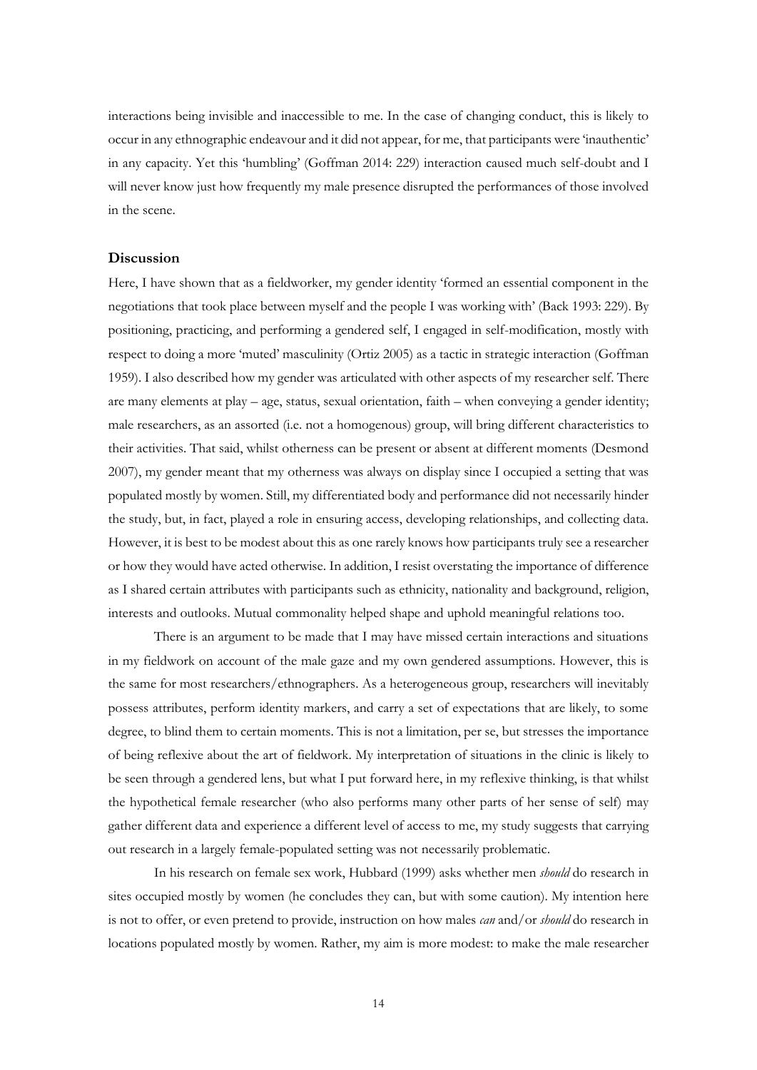interactions being invisible and inaccessible to me. In the case of changing conduct, this is likely to occur in any ethnographic endeavour and it did not appear, for me, that participants were 'inauthentic' in any capacity. Yet this 'humbling' (Goffman 2014: 229) interaction caused much self-doubt and I will never know just how frequently my male presence disrupted the performances of those involved in the scene.

## Discussion

Here, I have shown that as a fieldworker, my gender identity 'formed an essential component in the negotiations that took place between myself and the people I was working with' (Back 1993: 229). By positioning, practicing, and performing a gendered self, I engaged in self-modification, mostly with respect to doing a more 'muted' masculinity (Ortiz 2005) as a tactic in strategic interaction (Goffman 1959). I also described how my gender was articulated with other aspects of my researcher self. There are many elements at play – age, status, sexual orientation, faith – when conveying a gender identity; male researchers, as an assorted (i.e. not a homogenous) group, will bring different characteristics to their activities. That said, whilst otherness can be present or absent at different moments (Desmond 2007), my gender meant that my otherness was always on display since I occupied a setting that was populated mostly by women. Still, my differentiated body and performance did not necessarily hinder the study, but, in fact, played a role in ensuring access, developing relationships, and collecting data. However, it is best to be modest about this as one rarely knows how participants truly see a researcher or how they would have acted otherwise. In addition, I resist overstating the importance of difference as I shared certain attributes with participants such as ethnicity, nationality and background, religion, interests and outlooks. Mutual commonality helped shape and uphold meaningful relations too.

There is an argument to be made that I may have missed certain interactions and situations in my fieldwork on account of the male gaze and my own gendered assumptions. However, this is the same for most researchers/ethnographers. As a heterogeneous group, researchers will inevitably possess attributes, perform identity markers, and carry a set of expectations that are likely, to some degree, to blind them to certain moments. This is not a limitation, per se, but stresses the importance of being reflexive about the art of fieldwork. My interpretation of situations in the clinic is likely to be seen through a gendered lens, but what I put forward here, in my reflexive thinking, is that whilst the hypothetical female researcher (who also performs many other parts of her sense of self) may gather different data and experience a different level of access to me, my study suggests that carrying out research in a largely female-populated setting was not necessarily problematic.

In his research on female sex work, Hubbard (1999) asks whether men *should* do research in sites occupied mostly by women (he concludes they can, but with some caution). My intention here is not to offer, or even pretend to provide, instruction on how males *can* and/or *should* do research in locations populated mostly by women. Rather, my aim is more modest: to make the male researcher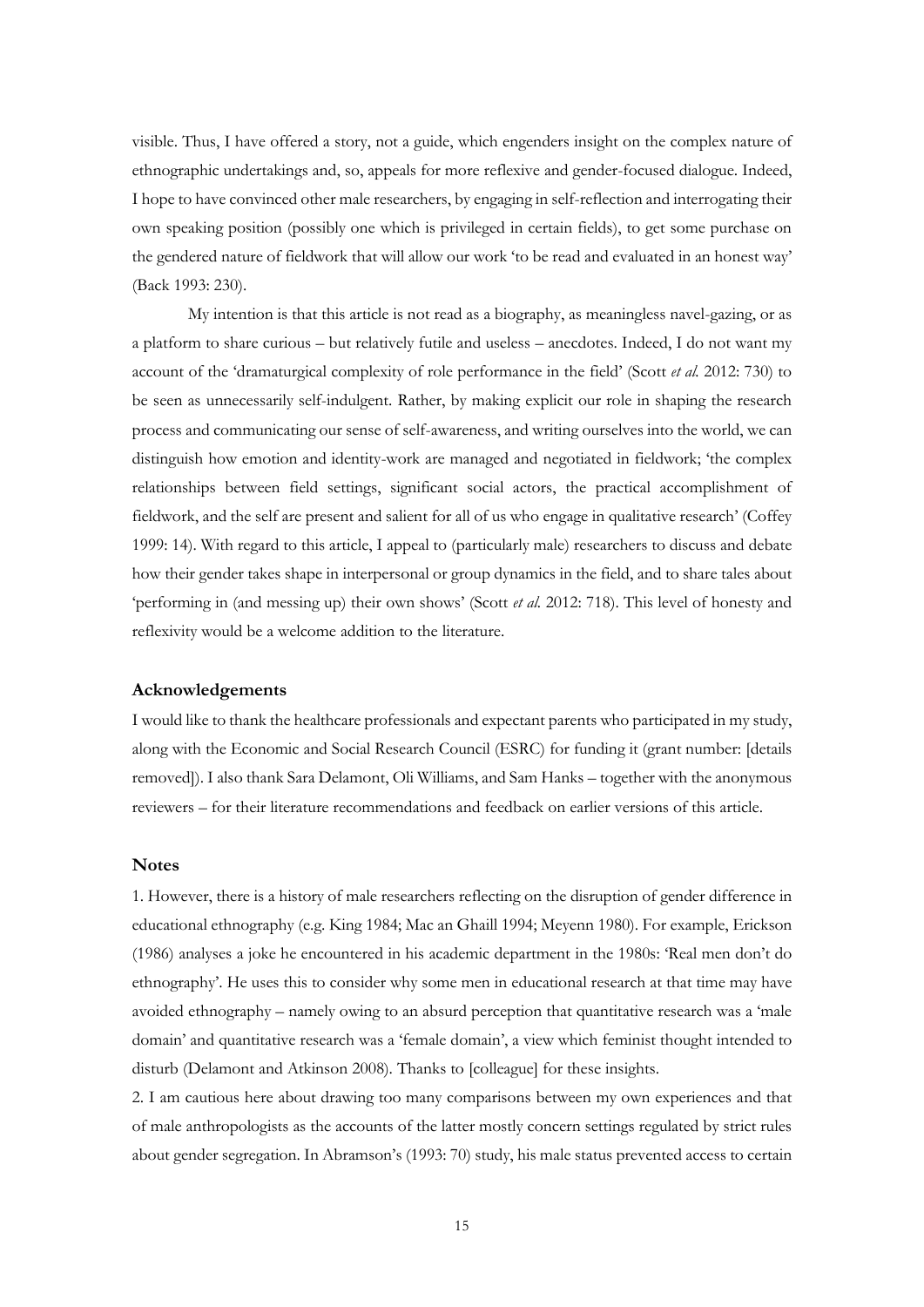visible. Thus, I have offered a story, not a guide, which engenders insight on the complex nature of ethnographic undertakings and, so, appeals for more reflexive and gender-focused dialogue. Indeed, I hope to have convinced other male researchers, by engaging in self-reflection and interrogating their own speaking position (possibly one which is privileged in certain fields), to get some purchase on the gendered nature of fieldwork that will allow our work 'to be read and evaluated in an honest way' (Back 1993: 230).

My intention is that this article is not read as a biography, as meaningless navel-gazing, or as a platform to share curious – but relatively futile and useless – anecdotes. Indeed, I do not want my account of the 'dramaturgical complexity of role performance in the field' (Scott *et al.* 2012: 730) to be seen as unnecessarily self-indulgent. Rather, by making explicit our role in shaping the research process and communicating our sense of self-awareness, and writing ourselves into the world, we can distinguish how emotion and identity-work are managed and negotiated in fieldwork; 'the complex relationships between field settings, significant social actors, the practical accomplishment of fieldwork, and the self are present and salient for all of us who engage in qualitative research' (Coffey 1999: 14). With regard to this article, I appeal to (particularly male) researchers to discuss and debate how their gender takes shape in interpersonal or group dynamics in the field, and to share tales about 'performing in (and messing up) their own shows' (Scott *et al.* 2012: 718). This level of honesty and reflexivity would be a welcome addition to the literature.

## Acknowledgements

I would like to thank the healthcare professionals and expectant parents who participated in my study, along with the Economic and Social Research Council (ESRC) for funding it (grant number: [details removed]). I also thank Sara Delamont, Oli Williams, and Sam Hanks – together with the anonymous reviewers – for their literature recommendations and feedback on earlier versions of this article.

## Notes

1. However, there is a history of male researchers reflecting on the disruption of gender difference in educational ethnography (e.g. King 1984; Mac an Ghaill 1994; Meyenn 1980). For example, Erickson (1986) analyses a joke he encountered in his academic department in the 1980s: 'Real men don't do ethnography'. He uses this to consider why some men in educational research at that time may have avoided ethnography – namely owing to an absurd perception that quantitative research was a 'male domain' and quantitative research was a 'female domain', a view which feminist thought intended to disturb (Delamont and Atkinson 2008). Thanks to [colleague] for these insights.

2. I am cautious here about drawing too many comparisons between my own experiences and that of male anthropologists as the accounts of the latter mostly concern settings regulated by strict rules about gender segregation. In Abramson's (1993: 70) study, his male status prevented access to certain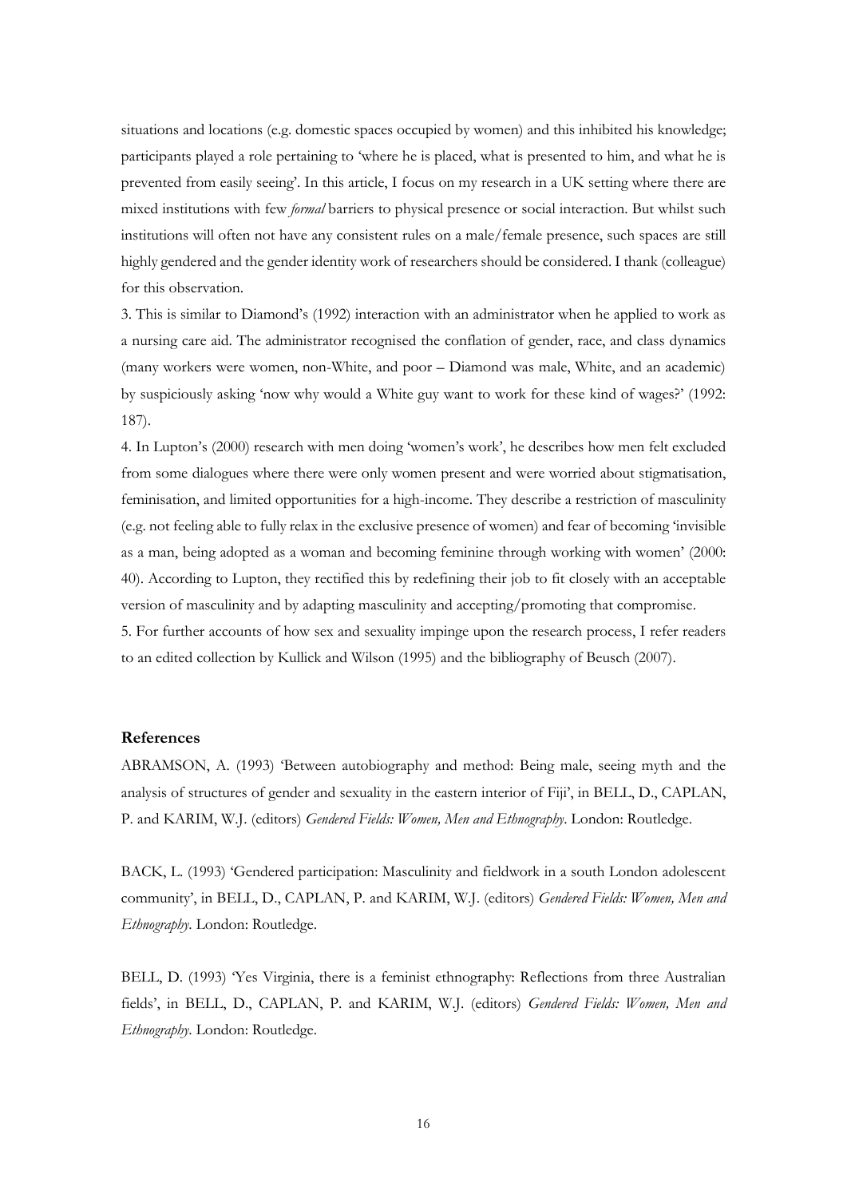situations and locations (e.g. domestic spaces occupied by women) and this inhibited his knowledge; participants played a role pertaining to 'where he is placed, what is presented to him, and what he is prevented from easily seeing'. In this article, I focus on my research in a UK setting where there are mixed institutions with few *formal* barriers to physical presence or social interaction. But whilst such institutions will often not have any consistent rules on a male/female presence, such spaces are still highly gendered and the gender identity work of researchers should be considered. I thank (colleague) for this observation.

3. This is similar to Diamond's (1992) interaction with an administrator when he applied to work as a nursing care aid. The administrator recognised the conflation of gender, race, and class dynamics (many workers were women, non-White, and poor – Diamond was male, White, and an academic) by suspiciously asking 'now why would a White guy want to work for these kind of wages?' (1992: 187).

4. In Lupton's (2000) research with men doing 'women's work', he describes how men felt excluded from some dialogues where there were only women present and were worried about stigmatisation, feminisation, and limited opportunities for a high-income. They describe a restriction of masculinity (e.g. not feeling able to fully relax in the exclusive presence of women) and fear of becoming 'invisible as a man, being adopted as a woman and becoming feminine through working with women' (2000: 40). According to Lupton, they rectified this by redefining their job to fit closely with an acceptable version of masculinity and by adapting masculinity and accepting/promoting that compromise.

5. For further accounts of how sex and sexuality impinge upon the research process, I refer readers to an edited collection by Kullick and Wilson (1995) and the bibliography of Beusch (2007).

## References

ABRAMSON, A. (1993) 'Between autobiography and method: Being male, seeing myth and the analysis of structures of gender and sexuality in the eastern interior of Fiji', in BELL, D., CAPLAN, P. and KARIM, W.J. (editors) *Gendered Fields: Women, Men and Ethnography*. London: Routledge.

BACK, L. (1993) 'Gendered participation: Masculinity and fieldwork in a south London adolescent community', in BELL, D., CAPLAN, P. and KARIM, W.J. (editors) *Gendered Fields: Women, Men and Ethnography*. London: Routledge.

BELL, D. (1993) 'Yes Virginia, there is a feminist ethnography: Reflections from three Australian fields', in BELL, D., CAPLAN, P. and KARIM, W.J. (editors) *Gendered Fields: Women, Men and Ethnography*. London: Routledge.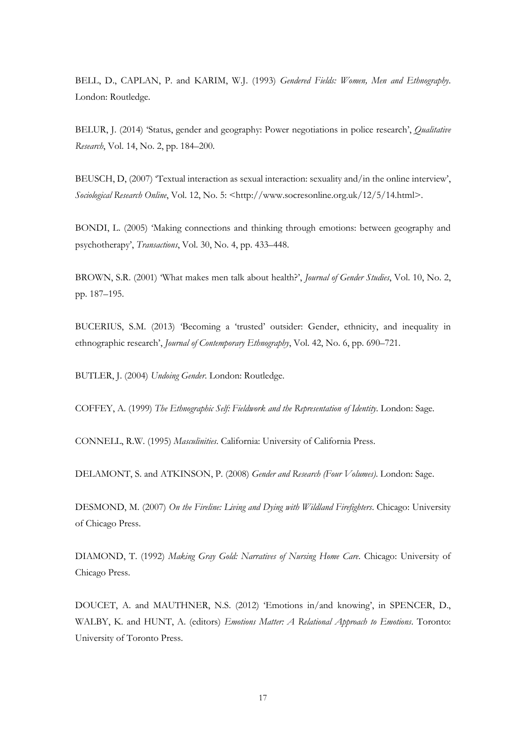BELL, D., CAPLAN, P. and KARIM, W.J. (1993) *Gendered Fields: Women, Men and Ethnography*. London: Routledge.

BELUR, J. (2014) 'Status, gender and geography: Power negotiations in police research', *Qualitative Research*, Vol. 14, No. 2, pp. 184–200.

BEUSCH, D, (2007) 'Textual interaction as sexual interaction: sexuality and/in the online interview', *Sociological Research Online*, Vol. 12, No. 5: <http://www.socresonline.org.uk/12/5/14.html>.

BONDI, L. (2005) 'Making connections and thinking through emotions: between geography and psychotherapy', *Transactions*, Vol. 30, No. 4, pp. 433–448.

BROWN, S.R. (2001) 'What makes men talk about health?', *Journal of Gender Studies*, Vol. 10, No. 2, pp. 187–195.

BUCERIUS, S.M. (2013) 'Becoming a 'trusted' outsider: Gender, ethnicity, and inequality in ethnographic research', *Journal of Contemporary Ethnography*, Vol. 42, No. 6, pp. 690–721.

BUTLER, J. (2004) *Undoing Gender*. London: Routledge.

COFFEY, A. (1999) *The Ethnographic Self: Fieldwork and the Representation of Identity*. London: Sage.

CONNELL, R.W. (1995) *Masculinities*. California: University of California Press.

DELAMONT, S. and ATKINSON, P. (2008) *Gender and Research (Four Volumes)*. London: Sage.

DESMOND, M. (2007) *On the Fireline: Living and Dying with Wildland Firefighters*. Chicago: University of Chicago Press.

DIAMOND, T. (1992) *Making Gray Gold: Narratives of Nursing Home Care*. Chicago: University of Chicago Press.

DOUCET, A. and MAUTHNER, N.S. (2012) 'Emotions in/and knowing', in SPENCER, D., WALBY, K. and HUNT, A. (editors) *Emotions Matter: A Relational Approach to Emotions*. Toronto: University of Toronto Press.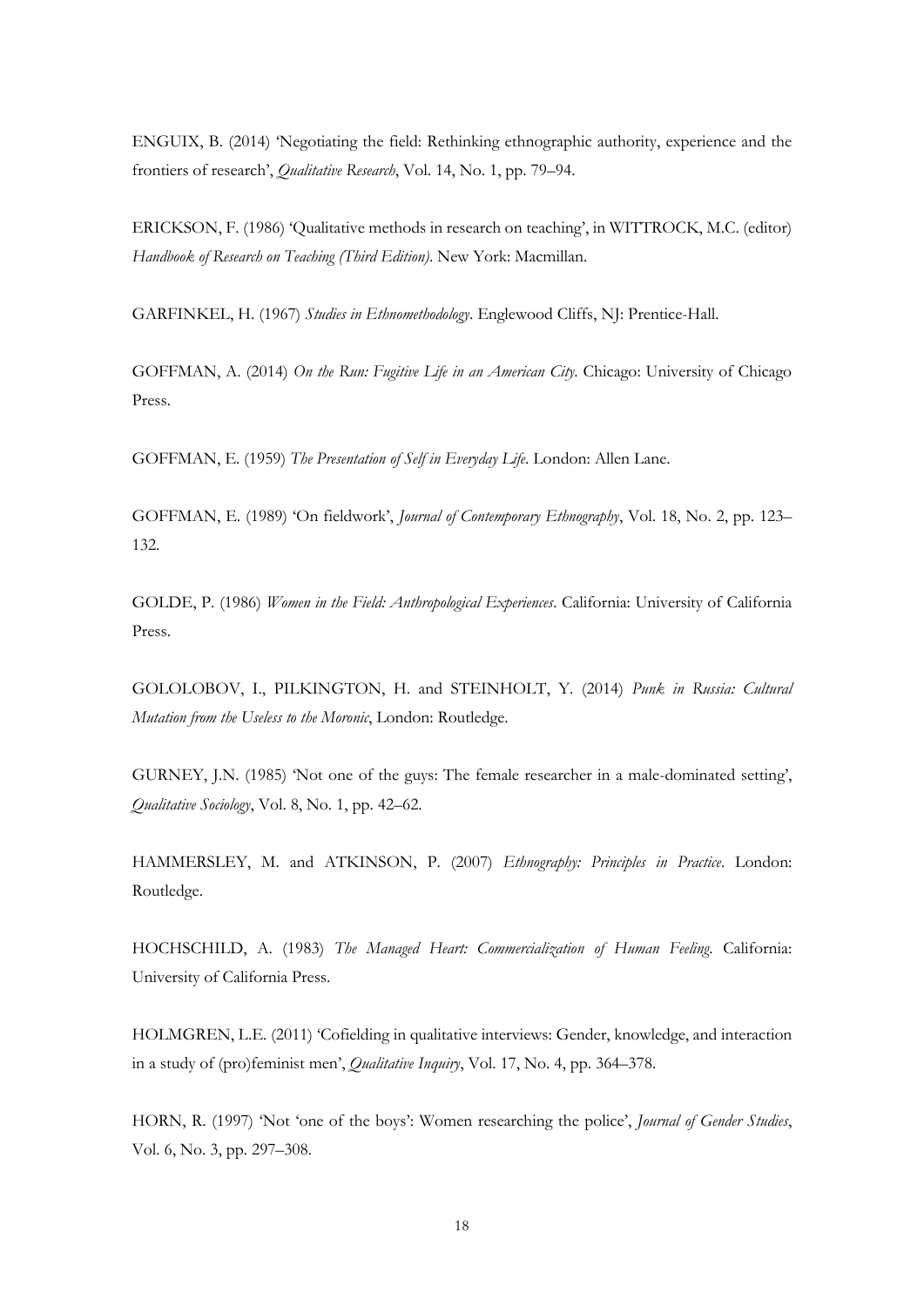ENGUIX, B. (2014) 'Negotiating the field: Rethinking ethnographic authority, experience and the frontiers of research', *Qualitative Research*, Vol. 14, No. 1, pp. 79–94.

ERICKSON, F. (1986) 'Qualitative methods in research on teaching', in WITTROCK, M.C. (editor) *Handbook of Research on Teaching (Third Edition)*. New York: Macmillan.

GARFINKEL, H. (1967) *Studies in Ethnomethodology*. Englewood Cliffs, NJ: Prentice-Hall.

GOFFMAN, A. (2014) *On the Run: Fugitive Life in an American City*. Chicago: University of Chicago Press.

GOFFMAN, E. (1959) *The Presentation of Self in Everyday Life*. London: Allen Lane.

GOFFMAN, E. (1989) 'On fieldwork', *Journal of Contemporary Ethnography*, Vol. 18, No. 2, pp. 123–132.

GOLDE, P. (1986) *Women in the Field: Anthropological Experiences*. California: University of California Press.

GOLOLOBOV, I., PILKINGTON, H. and STEINHOLT, Y. (2014) *Punk in Russia: Cultural Mutation from the Useless to the Moronic*, London: Routledge.

GURNEY, J.N. (1985) 'Not one of the guys: The female researcher in a male-dominated setting', *Qualitative Sociology*, Vol. 8, No. 1, pp. 42–62.

HAMMERSLEY, M. and ATKINSON, P. (2007) *Ethnography: Principles in Practice*. London: Routledge.

HOCHSCHILD, A. (1983) *The Managed Heart: Commercialization of Human Feeling*. California: University of California Press.

HOLMGREN, L.E. (2011) 'Cofielding in qualitative interviews: Gender, knowledge, and interaction in a study of (pro)feminist men', *Qualitative Inquiry*, Vol. 17, No. 4, pp. 364–378.

HORN, R. (1997) 'Not 'one of the boys': Women researching the police', *Journal of Gender Studies*, Vol. 6, No. 3, pp. 297–308.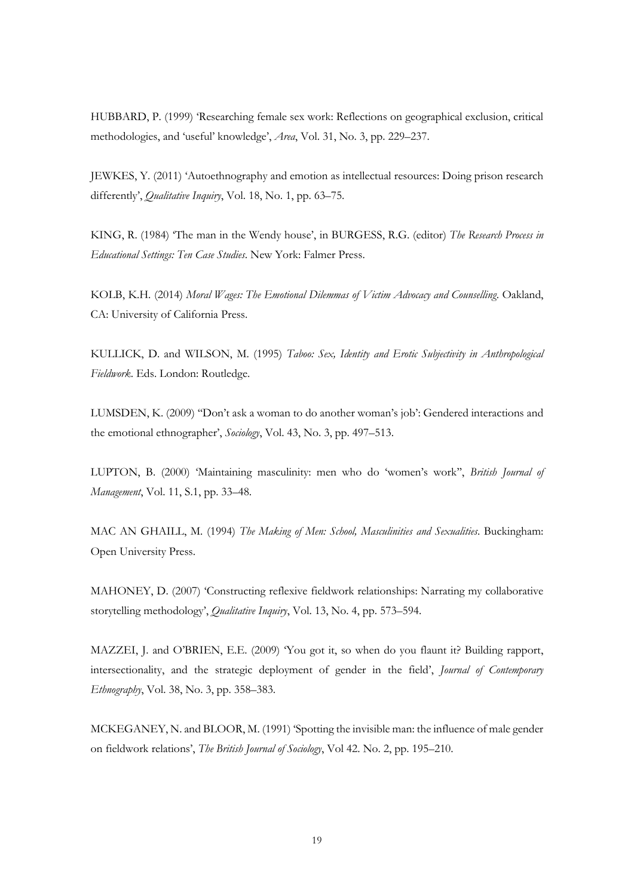HUBBARD, P. (1999) 'Researching female sex work: Reflections on geographical exclusion, critical methodologies, and 'useful' knowledge', *Area*, Vol. 31, No. 3, pp. 229–237.

JEWKES, Y. (2011) 'Autoethnography and emotion as intellectual resources: Doing prison research differently', *Qualitative Inquiry*, Vol. 18, No. 1, pp. 63–75.

KING, R. (1984) 'The man in the Wendy house', in BURGESS, R.G. (editor) *The Research Process in Educational Settings: Ten Case Studies*. New York: Falmer Press.

KOLB, K.H. (2014) *Moral Wages: The Emotional Dilemmas of Victim Advocacy and Counselling*. Oakland, CA: University of California Press.

KULLICK, D. and WILSON, M. (1995) *Taboo: Sex, Identity and Erotic Subjectivity in Anthropological Fieldwork*. Eds. London: Routledge.

LUMSDEN, K. (2009) ''Don't ask a woman to do another woman's job': Gendered interactions and the emotional ethnographer', *Sociology*, Vol. 43, No. 3, pp. 497–513.

LUPTON, B. (2000) 'Maintaining masculinity: men who do 'women's work'', *British Journal of Management*, Vol. 11, S.1, pp. 33–48.

MAC AN GHAILL, M. (1994) *The Making of Men: School, Masculinities and Sexualities*. Buckingham: Open University Press.

MAHONEY, D. (2007) 'Constructing reflexive fieldwork relationships: Narrating my collaborative storytelling methodology', *Qualitative Inquiry*, Vol. 13, No. 4, pp. 573–594.

MAZZEI, J. and O'BRIEN, E.E. (2009) 'You got it, so when do you flaunt it? Building rapport, intersectionality, and the strategic deployment of gender in the field', *Journal of Contemporary Ethnography*, Vol. 38, No. 3, pp. 358–383.

MCKEGANEY, N. and BLOOR, M. (1991) 'Spotting the invisible man: the influence of male gender on fieldwork relations', *The British Journal of Sociology*, Vol 42. No. 2, pp. 195–210.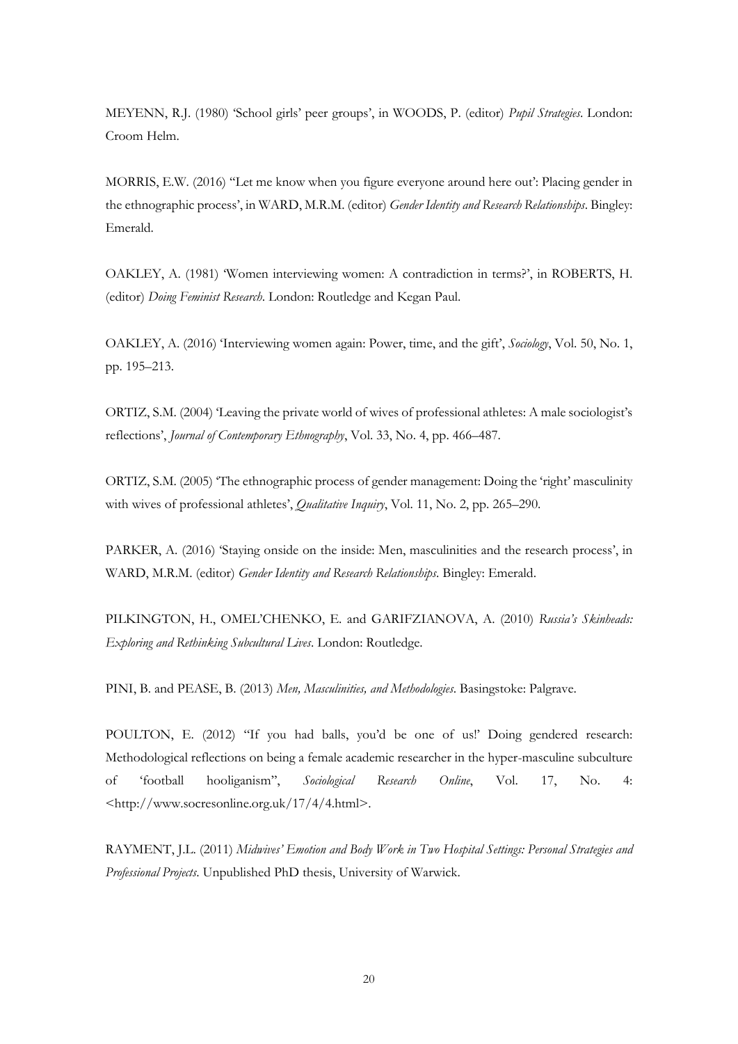MEYENN, R.J. (1980) 'School girls' peer groups', in WOODS, P. (editor) *Pupil Strategies*. London: Croom Helm.

MORRIS, E.W. (2016) ''Let me know when you figure everyone around here out': Placing gender in the ethnographic process', in WARD, M.R.M. (editor) *Gender Identity and Research Relationships*. Bingley: Emerald.

OAKLEY, A. (1981) 'Women interviewing women: A contradiction in terms?', in ROBERTS, H. (editor) *Doing Feminist Research*. London: Routledge and Kegan Paul.

OAKLEY, A. (2016) 'Interviewing women again: Power, time, and the gift', *Sociology*, Vol. 50, No. 1, pp. 195–213.

ORTIZ, S.M. (2004) 'Leaving the private world of wives of professional athletes: A male sociologist's reflections', *Journal of Contemporary Ethnography*, Vol. 33, No. 4, pp. 466–487.

ORTIZ, S.M. (2005) 'The ethnographic process of gender management: Doing the 'right' masculinity with wives of professional athletes', *Qualitative Inquiry*, Vol. 11, No. 2, pp. 265–290.

PARKER, A. (2016) 'Staying onside on the inside: Men, masculinities and the research process', in WARD, M.R.M. (editor) *Gender Identity and Research Relationships*. Bingley: Emerald.

PILKINGTON, H., OMEL'CHENKO, E. and GARIFZIANOVA, A. (2010) *Russia's Skinheads: Exploring and Rethinking Subcultural Lives*. London: Routledge.

PINI, B. and PEASE, B. (2013) *Men, Masculinities, and Methodologies*. Basingstoke: Palgrave.

POULTON, E. (2012) ''If you had balls, you'd be one of us!' Doing gendered research: Methodological reflections on being a female academic researcher in the hyper-masculine subculture of 'football hooliganism'', *Sociological Research Online*, Vol. 17, No. 4: <http://www.socresonline.org.uk/17/4/4.html>.

RAYMENT, J.L. (2011) *Midwives' Emotion and Body Work in Two Hospital Settings: Personal Strategies and Professional Projects*. Unpublished PhD thesis, University of Warwick.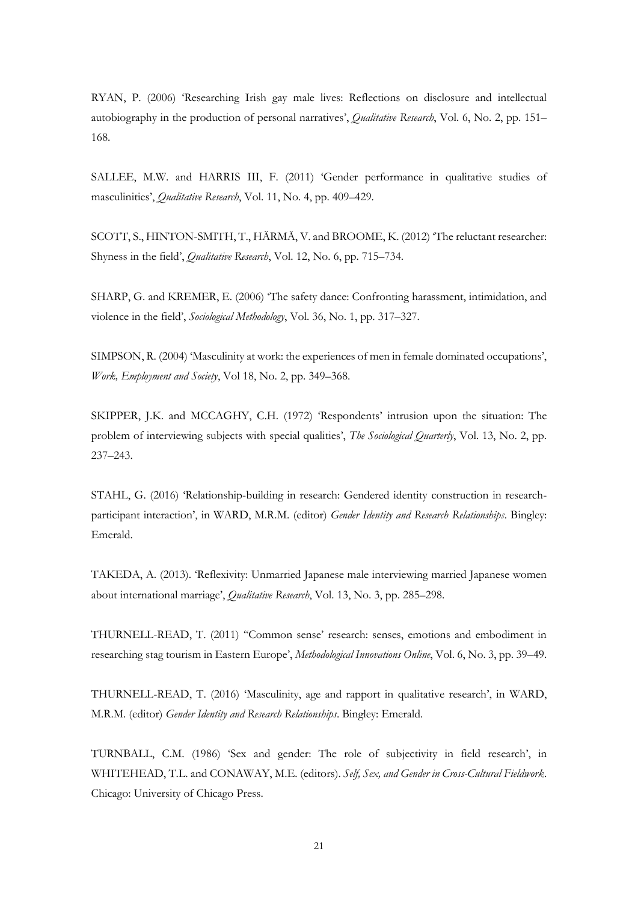RYAN, P. (2006) 'Researching Irish gay male lives: Reflections on disclosure and intellectual autobiography in the production of personal narratives', *Qualitative Research*, Vol. 6, No. 2, pp. 151–168.

SALLEE, M.W. and HARRIS III, F. (2011) 'Gender performance in qualitative studies of masculinities', *Qualitative Research*, Vol. 11, No. 4, pp. 409–429.

SCOTT, S., HINTON-SMITH, T., HÄRMÄ, V. and BROOME, K. (2012) 'The reluctant researcher: Shyness in the field', *Qualitative Research*, Vol. 12, No. 6, pp. 715–734.

SHARP, G. and KREMER, E. (2006) 'The safety dance: Confronting harassment, intimidation, and violence in the field', *Sociological Methodology*, Vol. 36, No. 1, pp. 317–327.

SIMPSON, R. (2004) 'Masculinity at work: the experiences of men in female dominated occupations', *Work, Employment and Society*, Vol 18, No. 2, pp. 349–368.

SKIPPER, J.K. and MCCAGHY, C.H. (1972) 'Respondents' intrusion upon the situation: The problem of interviewing subjects with special qualities', *The Sociological Quarterly*, Vol. 13, No. 2, pp. 237–243.

STAHL, G. (2016) 'Relationship-building in research: Gendered identity construction in research-participant interaction', in WARD, M.R.M. (editor) *Gender Identity and Research Relationships*. Bingley: Emerald.

TAKEDA, A. (2013). 'Reflexivity: Unmarried Japanese male interviewing married Japanese women about international marriage', *Qualitative Research*, Vol. 13, No. 3, pp. 285–298.

THURNELL-READ, T. (2011) ''Common sense' research: senses, emotions and embodiment in researching stag tourism in Eastern Europe', *Methodological Innovations Online*, Vol. 6, No. 3, pp. 39–49.

THURNELL-READ, T. (2016) 'Masculinity, age and rapport in qualitative research', in WARD, M.R.M. (editor) *Gender Identity and Research Relationships*. Bingley: Emerald.

TURNBALL, C.M. (1986) 'Sex and gender: The role of subjectivity in field research', in WHITEHEAD, T.L. and CONAWAY, M.E. (editors). *Self, Sex, and Gender in Cross-Cultural Fieldwork*. Chicago: University of Chicago Press.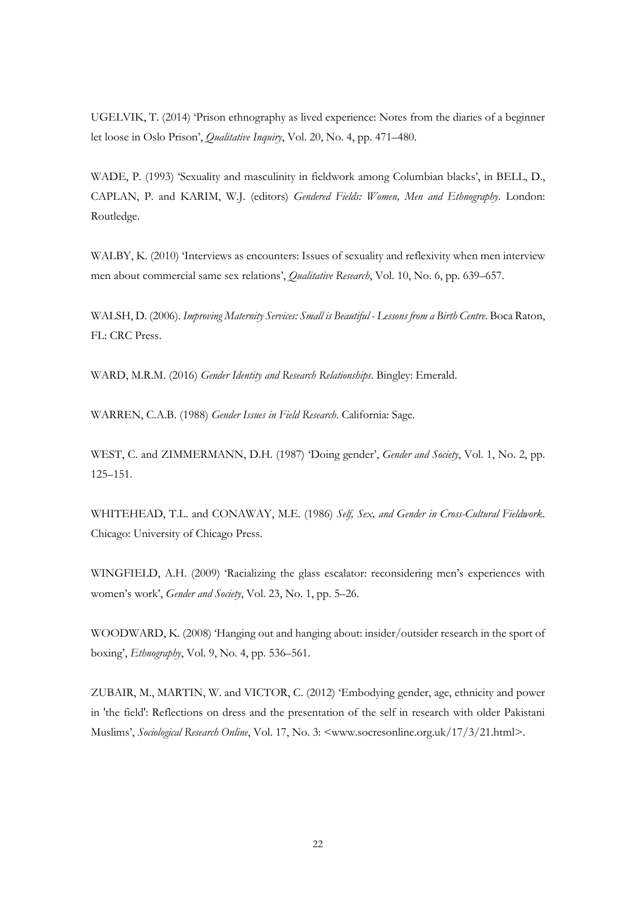UGELVIK, T. (2014) 'Prison ethnography as lived experience: Notes from the diaries of a beginner let loose in Oslo Prison', *Qualitative Inquiry*, Vol. 20, No. 4, pp. 471–480.

WADE, P. (1993) 'Sexuality and masculinity in fieldwork among Columbian blacks', in BELL, D., CAPLAN, P. and KARIM, W.J. (editors) *Gendered Fields: Women, Men and Ethnography*. London: Routledge.

WALBY, K. (2010) 'Interviews as encounters: Issues of sexuality and reflexivity when men interview men about commercial same sex relations', *Qualitative Research*, Vol. 10, No. 6, pp. 639–657.

WALSH, D. (2006). *Improving Maternity Services: Small is Beautiful - Lessons from a Birth Centre*. Boca Raton, FL: CRC Press.

WARD, M.R.M. (2016) *Gender Identity and Research Relationships*. Bingley: Emerald.

WARREN, C.A.B. (1988) *Gender Issues in Field Research*. California: Sage.

WEST, C. and ZIMMERMANN, D.H. (1987) 'Doing gender', *Gender and Society*, Vol. 1, No. 2, pp. 125–151.

WHITEHEAD, T.L. and CONAWAY, M.E. (1986) *Self, Sex, and Gender in Cross-Cultural Fieldwork*. Chicago: University of Chicago Press.

WINGFIELD, A.H. (2009) 'Racializing the glass escalator: reconsidering men's experiences with women's work', *Gender and Society*, Vol. 23, No. 1, pp. 5–26.

WOODWARD, K. (2008) 'Hanging out and hanging about: insider/outsider research in the sport of boxing', *Ethnography*, Vol. 9, No. 4, pp. 536–561.

ZUBAIR, M., MARTIN, W. and VICTOR, C. (2012) 'Embodying gender, age, ethnicity and power in 'the field': Reflections on dress and the presentation of the self in research with older Pakistani Muslims', *Sociological Research Online*, Vol. 17, No. 3: <www.socresonline.org.uk/17/3/21.html>.